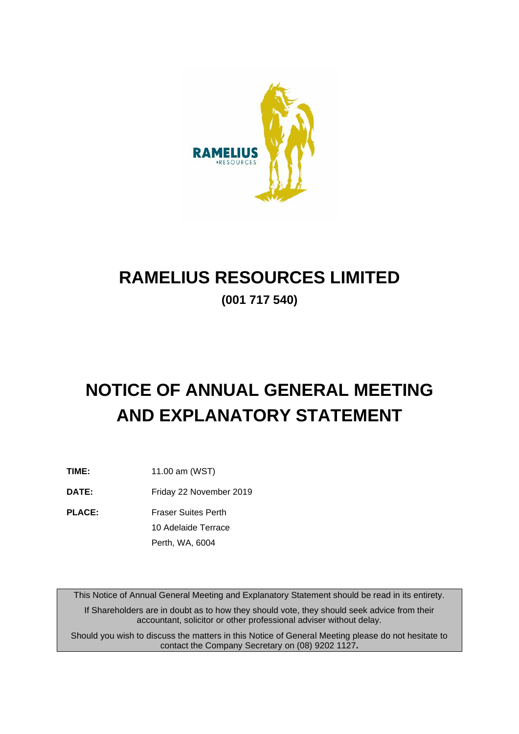# RAMELIUS RESOURCES LIMITED

**(001 717 540)**

# NOTICE OF ANNUAL GENERAL MEETING AND EXPLANATORY STATEMENT

| | |
|---|---|
| **TIME:** | 11.00 am (WST) |
| **DATE:** | Friday 22 November 2019 |
| **PLACE:** | Fraser Suites Perth<br>10 Adelaide Terrace<br>Perth, WA, 6004 |

This Notice of Annual General Meeting and Explanatory Statement should be read in its entirety.

If Shareholders are in doubt as to how they should vote, they should seek advice from their accountant, solicitor or other professional adviser without delay.

Should you wish to discuss the matters in this Notice of General Meeting please do not hesitate to contact the Company Secretary on (08) 9202 1127**.**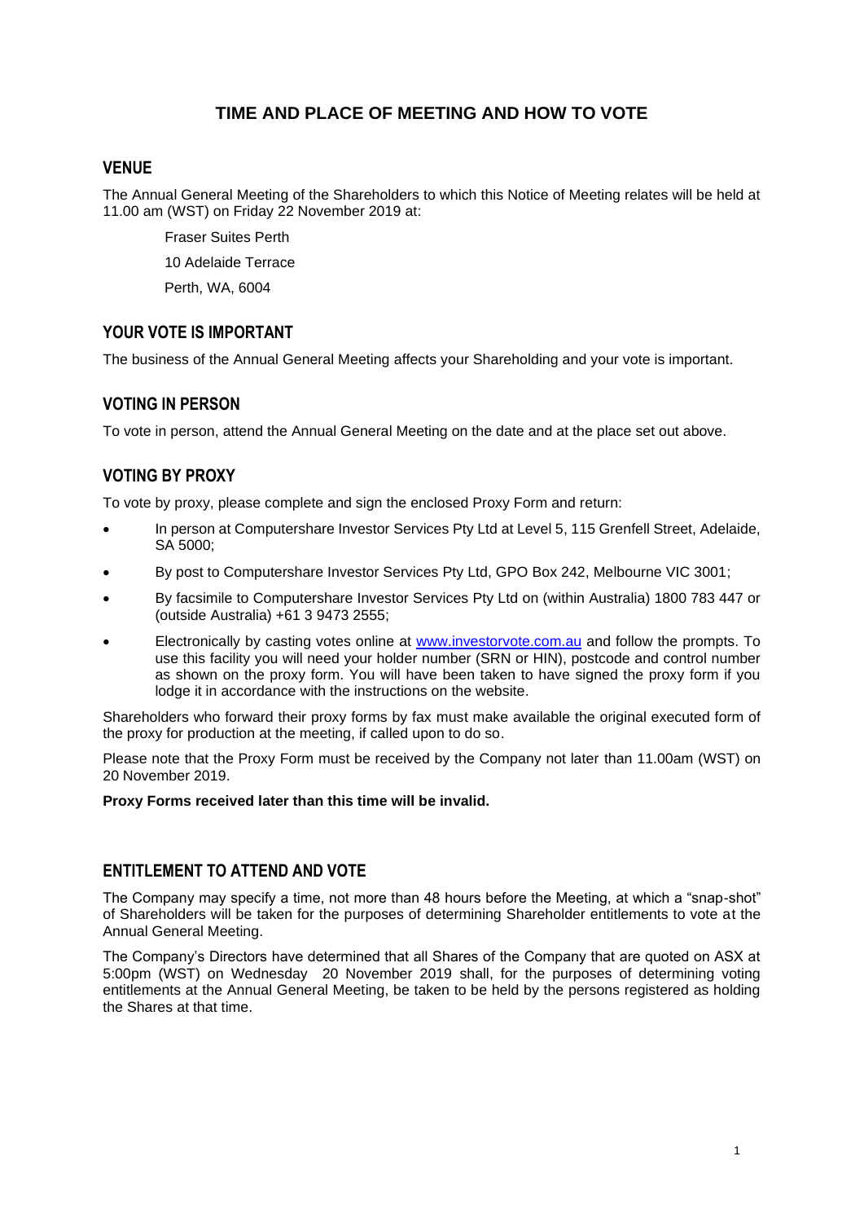# TIME AND PLACE OF MEETING AND HOW TO VOTE

## VENUE

The Annual General Meeting of the Shareholders to which this Notice of Meeting relates will be held at 11.00 am (WST) on Friday 22 November 2019 at:

Fraser Suites Perth
10 Adelaide Terrace
Perth, WA, 6004

## YOUR VOTE IS IMPORTANT

The business of the Annual General Meeting affects your Shareholding and your vote is important.

## VOTING IN PERSON

To vote in person, attend the Annual General Meeting on the date and at the place set out above.

## VOTING BY PROXY

To vote by proxy, please complete and sign the enclosed Proxy Form and return:

- In person at Computershare Investor Services Pty Ltd at Level 5, 115 Grenfell Street, Adelaide, SA 5000;
- By post to Computershare Investor Services Pty Ltd, GPO Box 242, Melbourne VIC 3001;
- By facsimile to Computershare Investor Services Pty Ltd on (within Australia) 1800 783 447 or (outside Australia) +61 3 9473 2555;
- Electronically by casting votes online at www.investorvote.com.au and follow the prompts. To use this facility you will need your holder number (SRN or HIN), postcode and control number as shown on the proxy form. You will have been taken to have signed the proxy form if you lodge it in accordance with the instructions on the website.

Shareholders who forward their proxy forms by fax must make available the original executed form of the proxy for production at the meeting, if called upon to do so.

Please note that the Proxy Form must be received by the Company not later than 11.00am (WST) on 20 November 2019.

**Proxy Forms received later than this time will be invalid.**

## ENTITLEMENT TO ATTEND AND VOTE

The Company may specify a time, not more than 48 hours before the Meeting, at which a "snap-shot" of Shareholders will be taken for the purposes of determining Shareholder entitlements to vote at the Annual General Meeting.

The Company's Directors have determined that all Shares of the Company that are quoted on ASX at 5:00pm (WST) on Wednesday 20 November 2019 shall, for the purposes of determining voting entitlements at the Annual General Meeting, be taken to be held by the persons registered as holding the Shares at that time.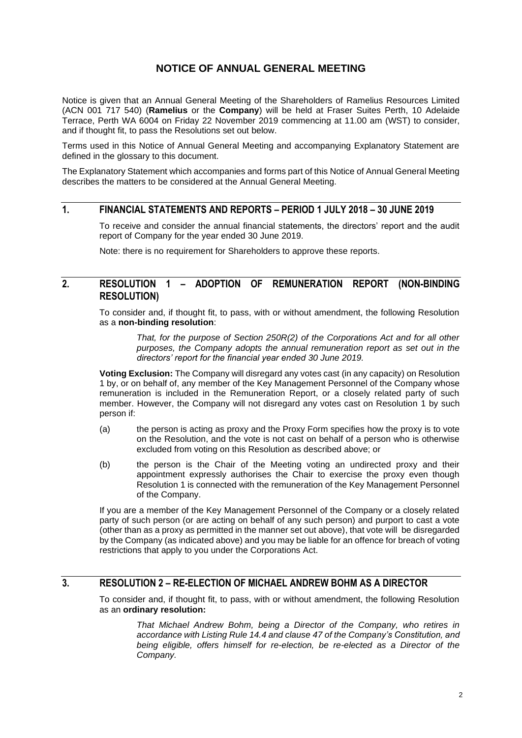# NOTICE OF ANNUAL GENERAL MEETING

Notice is given that an Annual General Meeting of the Shareholders of Ramelius Resources Limited (ACN 001 717 540) (**Ramelius** or the **Company**) will be held at Fraser Suites Perth, 10 Adelaide Terrace, Perth WA 6004 on Friday 22 November 2019 commencing at 11.00 am (WST) to consider, and if thought fit, to pass the Resolutions set out below.

Terms used in this Notice of Annual General Meeting and accompanying Explanatory Statement are defined in the glossary to this document.

The Explanatory Statement which accompanies and forms part of this Notice of Annual General Meeting describes the matters to be considered at the Annual General Meeting.

## 1. FINANCIAL STATEMENTS AND REPORTS – PERIOD 1 JULY 2018 – 30 JUNE 2019

To receive and consider the annual financial statements, the directors' report and the audit report of Company for the year ended 30 June 2019.

Note: there is no requirement for Shareholders to approve these reports.

## 2. RESOLUTION 1 – ADOPTION OF REMUNERATION REPORT (NON-BINDING RESOLUTION)

To consider and, if thought fit, to pass, with or without amendment, the following Resolution as a **non-binding resolution**:

> *That, for the purpose of Section 250R(2) of the Corporations Act and for all other purposes, the Company adopts the annual remuneration report as set out in the directors' report for the financial year ended 30 June 2019.*

**Voting Exclusion:** The Company will disregard any votes cast (in any capacity) on Resolution 1 by, or on behalf of, any member of the Key Management Personnel of the Company whose remuneration is included in the Remuneration Report, or a closely related party of such member. However, the Company will not disregard any votes cast on Resolution 1 by such person if:

(a) the person is acting as proxy and the Proxy Form specifies how the proxy is to vote on the Resolution, and the vote is not cast on behalf of a person who is otherwise excluded from voting on this Resolution as described above; or

(b) the person is the Chair of the Meeting voting an undirected proxy and their appointment expressly authorises the Chair to exercise the proxy even though Resolution 1 is connected with the remuneration of the Key Management Personnel of the Company.

If you are a member of the Key Management Personnel of the Company or a closely related party of such person (or are acting on behalf of any such person) and purport to cast a vote (other than as a proxy as permitted in the manner set out above), that vote will be disregarded by the Company (as indicated above) and you may be liable for an offence for breach of voting restrictions that apply to you under the Corporations Act.

## 3. RESOLUTION 2 – RE-ELECTION OF MICHAEL ANDREW BOHM AS A DIRECTOR

To consider and, if thought fit, to pass, with or without amendment, the following Resolution as an **ordinary resolution:**

> *That Michael Andrew Bohm, being a Director of the Company, who retires in accordance with Listing Rule 14.4 and clause 47 of the Company's Constitution, and being eligible, offers himself for re-election, be re-elected as a Director of the Company.*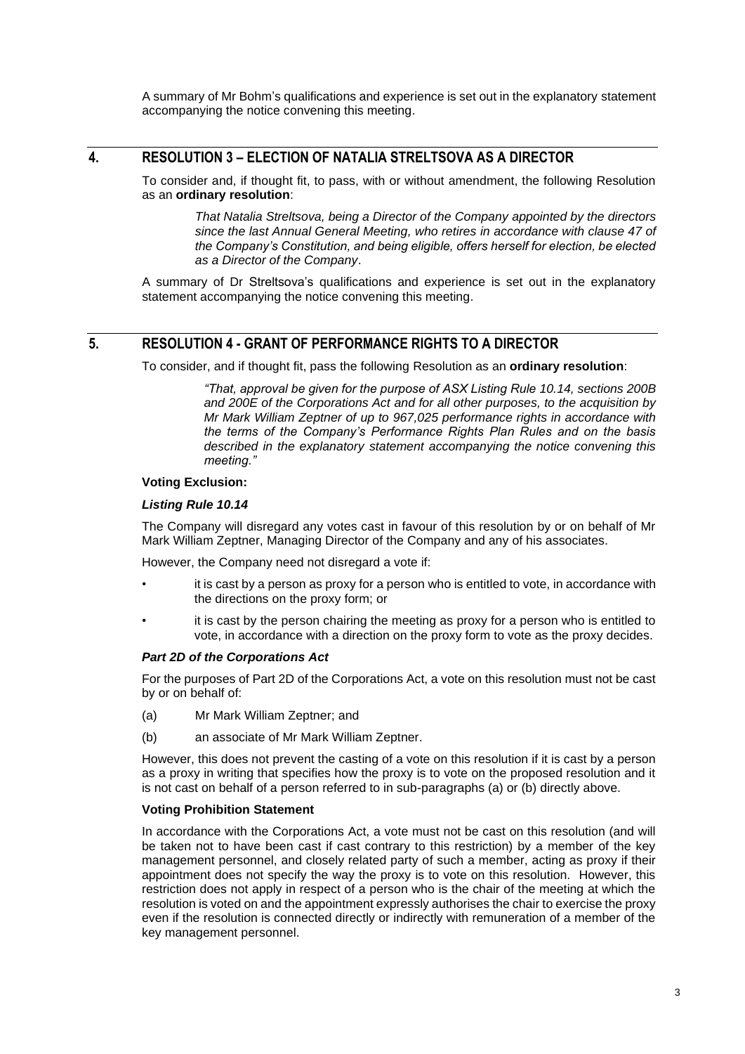A summary of Mr Bohm's qualifications and experience is set out in the explanatory statement accompanying the notice convening this meeting.

## 4. RESOLUTION 3 – ELECTION OF NATALIA STRELTSOVA AS A DIRECTOR

To consider and, if thought fit, to pass, with or without amendment, the following Resolution as an **ordinary resolution**:

> *That Natalia Streltsova, being a Director of the Company appointed by the directors since the last Annual General Meeting, who retires in accordance with clause 47 of the Company's Constitution, and being eligible, offers herself for election, be elected as a Director of the Company*.

A summary of Dr Streltsova's qualifications and experience is set out in the explanatory statement accompanying the notice convening this meeting.

## 5. RESOLUTION 4 - GRANT OF PERFORMANCE RIGHTS TO A DIRECTOR

To consider, and if thought fit, pass the following Resolution as an **ordinary resolution**:

> *"That, approval be given for the purpose of ASX Listing Rule 10.14, sections 200B and 200E of the Corporations Act and for all other purposes, to the acquisition by Mr Mark William Zeptner of up to 967,025 performance rights in accordance with the terms of the Company's Performance Rights Plan Rules and on the basis described in the explanatory statement accompanying the notice convening this meeting."*

**Voting Exclusion:**

***Listing Rule 10.14***

The Company will disregard any votes cast in favour of this resolution by or on behalf of Mr Mark William Zeptner, Managing Director of the Company and any of his associates.

However, the Company need not disregard a vote if:

- it is cast by a person as proxy for a person who is entitled to vote, in accordance with the directions on the proxy form; or
- it is cast by the person chairing the meeting as proxy for a person who is entitled to vote, in accordance with a direction on the proxy form to vote as the proxy decides.

***Part 2D of the Corporations Act***

For the purposes of Part 2D of the Corporations Act, a vote on this resolution must not be cast by or on behalf of:

(a) Mr Mark William Zeptner; and

(b) an associate of Mr Mark William Zeptner.

However, this does not prevent the casting of a vote on this resolution if it is cast by a person as a proxy in writing that specifies how the proxy is to vote on the proposed resolution and it is not cast on behalf of a person referred to in sub-paragraphs (a) or (b) directly above.

**Voting Prohibition Statement**

In accordance with the Corporations Act, a vote must not be cast on this resolution (and will be taken not to have been cast if cast contrary to this restriction) by a member of the key management personnel, and closely related party of such a member, acting as proxy if their appointment does not specify the way the proxy is to vote on this resolution. However, this restriction does not apply in respect of a person who is the chair of the meeting at which the resolution is voted on and the appointment expressly authorises the chair to exercise the proxy even if the resolution is connected directly or indirectly with remuneration of a member of the key management personnel.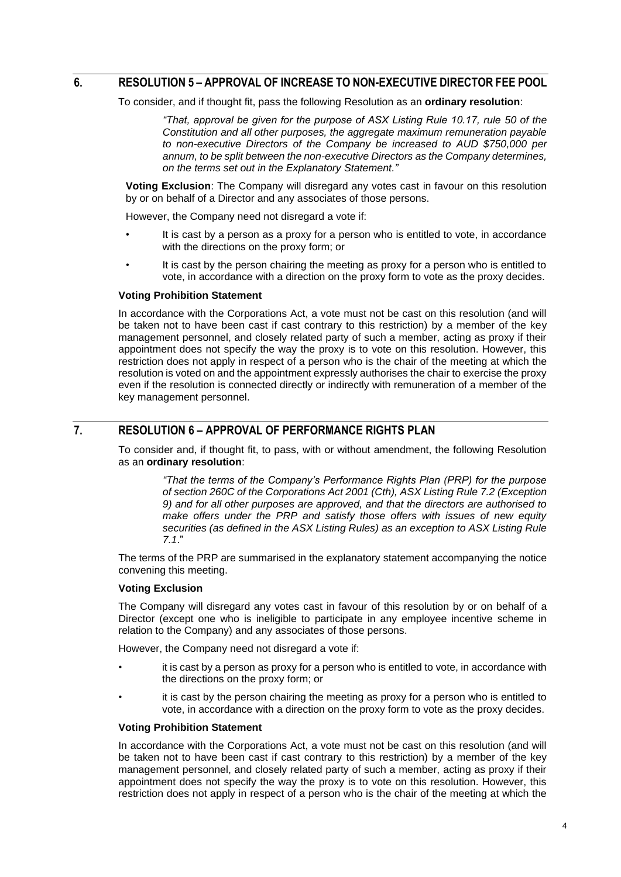## 6. RESOLUTION 5 – APPROVAL OF INCREASE TO NON-EXECUTIVE DIRECTOR FEE POOL

To consider, and if thought fit, pass the following Resolution as an **ordinary resolution**:

> *"That, approval be given for the purpose of ASX Listing Rule 10.17, rule 50 of the Constitution and all other purposes, the aggregate maximum remuneration payable to non-executive Directors of the Company be increased to AUD $750,000 per annum, to be split between the non-executive Directors as the Company determines, on the terms set out in the Explanatory Statement."*

**Voting Exclusion**: The Company will disregard any votes cast in favour on this resolution by or on behalf of a Director and any associates of those persons.

However, the Company need not disregard a vote if:

- It is cast by a person as a proxy for a person who is entitled to vote, in accordance with the directions on the proxy form; or
- It is cast by the person chairing the meeting as proxy for a person who is entitled to vote, in accordance with a direction on the proxy form to vote as the proxy decides.

**Voting Prohibition Statement**

In accordance with the Corporations Act, a vote must not be cast on this resolution (and will be taken not to have been cast if cast contrary to this restriction) by a member of the key management personnel, and closely related party of such a member, acting as proxy if their appointment does not specify the way the proxy is to vote on this resolution. However, this restriction does not apply in respect of a person who is the chair of the meeting at which the resolution is voted on and the appointment expressly authorises the chair to exercise the proxy even if the resolution is connected directly or indirectly with remuneration of a member of the key management personnel.

## 7. RESOLUTION 6 – APPROVAL OF PERFORMANCE RIGHTS PLAN

To consider and, if thought fit, to pass, with or without amendment, the following Resolution as an **ordinary resolution**:

> *"That the terms of the Company's Performance Rights Plan (PRP) for the purpose of section 260C of the Corporations Act 2001 (Cth), ASX Listing Rule 7.2 (Exception 9) and for all other purposes are approved, and that the directors are authorised to make offers under the PRP and satisfy those offers with issues of new equity securities (as defined in the ASX Listing Rules) as an exception to ASX Listing Rule 7.1*."

The terms of the PRP are summarised in the explanatory statement accompanying the notice convening this meeting.

**Voting Exclusion**

The Company will disregard any votes cast in favour of this resolution by or on behalf of a Director (except one who is ineligible to participate in any employee incentive scheme in relation to the Company) and any associates of those persons.

However, the Company need not disregard a vote if:

- it is cast by a person as proxy for a person who is entitled to vote, in accordance with the directions on the proxy form; or
- it is cast by the person chairing the meeting as proxy for a person who is entitled to vote, in accordance with a direction on the proxy form to vote as the proxy decides.

**Voting Prohibition Statement**

In accordance with the Corporations Act, a vote must not be cast on this resolution (and will be taken not to have been cast if cast contrary to this restriction) by a member of the key management personnel, and closely related party of such a member, acting as proxy if their appointment does not specify the way the proxy is to vote on this resolution. However, this restriction does not apply in respect of a person who is the chair of the meeting at which the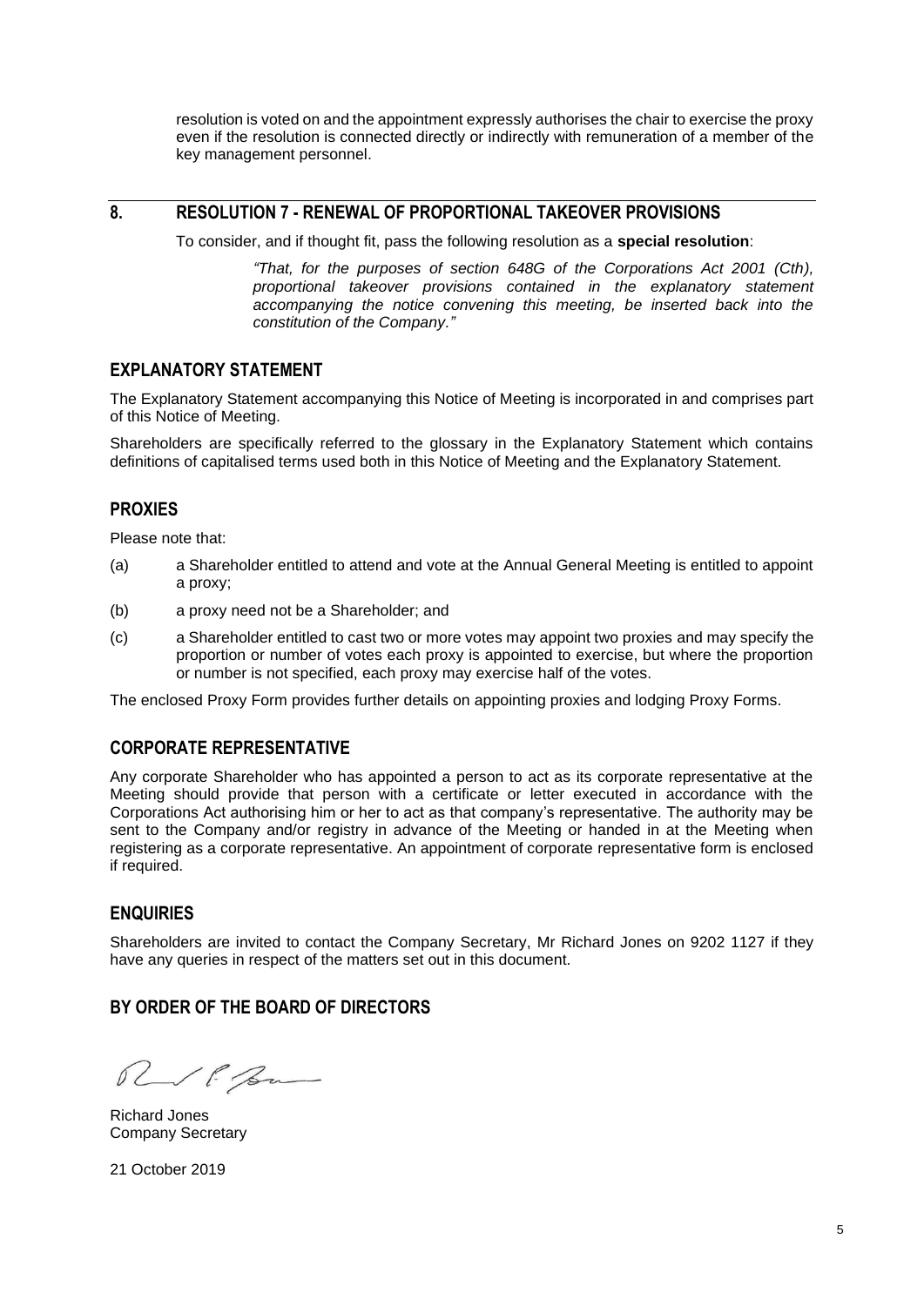resolution is voted on and the appointment expressly authorises the chair to exercise the proxy even if the resolution is connected directly or indirectly with remuneration of a member of the key management personnel.

## 8. RESOLUTION 7 - RENEWAL OF PROPORTIONAL TAKEOVER PROVISIONS

To consider, and if thought fit, pass the following resolution as a **special resolution**:

> *"That, for the purposes of section 648G of the Corporations Act 2001 (Cth), proportional takeover provisions contained in the explanatory statement accompanying the notice convening this meeting, be inserted back into the constitution of the Company."*

## EXPLANATORY STATEMENT

The Explanatory Statement accompanying this Notice of Meeting is incorporated in and comprises part of this Notice of Meeting.

Shareholders are specifically referred to the glossary in the Explanatory Statement which contains definitions of capitalised terms used both in this Notice of Meeting and the Explanatory Statement.

## PROXIES

Please note that:

(a) a Shareholder entitled to attend and vote at the Annual General Meeting is entitled to appoint a proxy;

(b) a proxy need not be a Shareholder; and

(c) a Shareholder entitled to cast two or more votes may appoint two proxies and may specify the proportion or number of votes each proxy is appointed to exercise, but where the proportion or number is not specified, each proxy may exercise half of the votes.

The enclosed Proxy Form provides further details on appointing proxies and lodging Proxy Forms.

## CORPORATE REPRESENTATIVE

Any corporate Shareholder who has appointed a person to act as its corporate representative at the Meeting should provide that person with a certificate or letter executed in accordance with the Corporations Act authorising him or her to act as that company's representative. The authority may be sent to the Company and/or registry in advance of the Meeting or handed in at the Meeting when registering as a corporate representative. An appointment of corporate representative form is enclosed if required.

## ENQUIRIES

Shareholders are invited to contact the Company Secretary, Mr Richard Jones on 9202 1127 if they have any queries in respect of the matters set out in this document.

## BY ORDER OF THE BOARD OF DIRECTORS

Richard Jones
Company Secretary

21 October 2019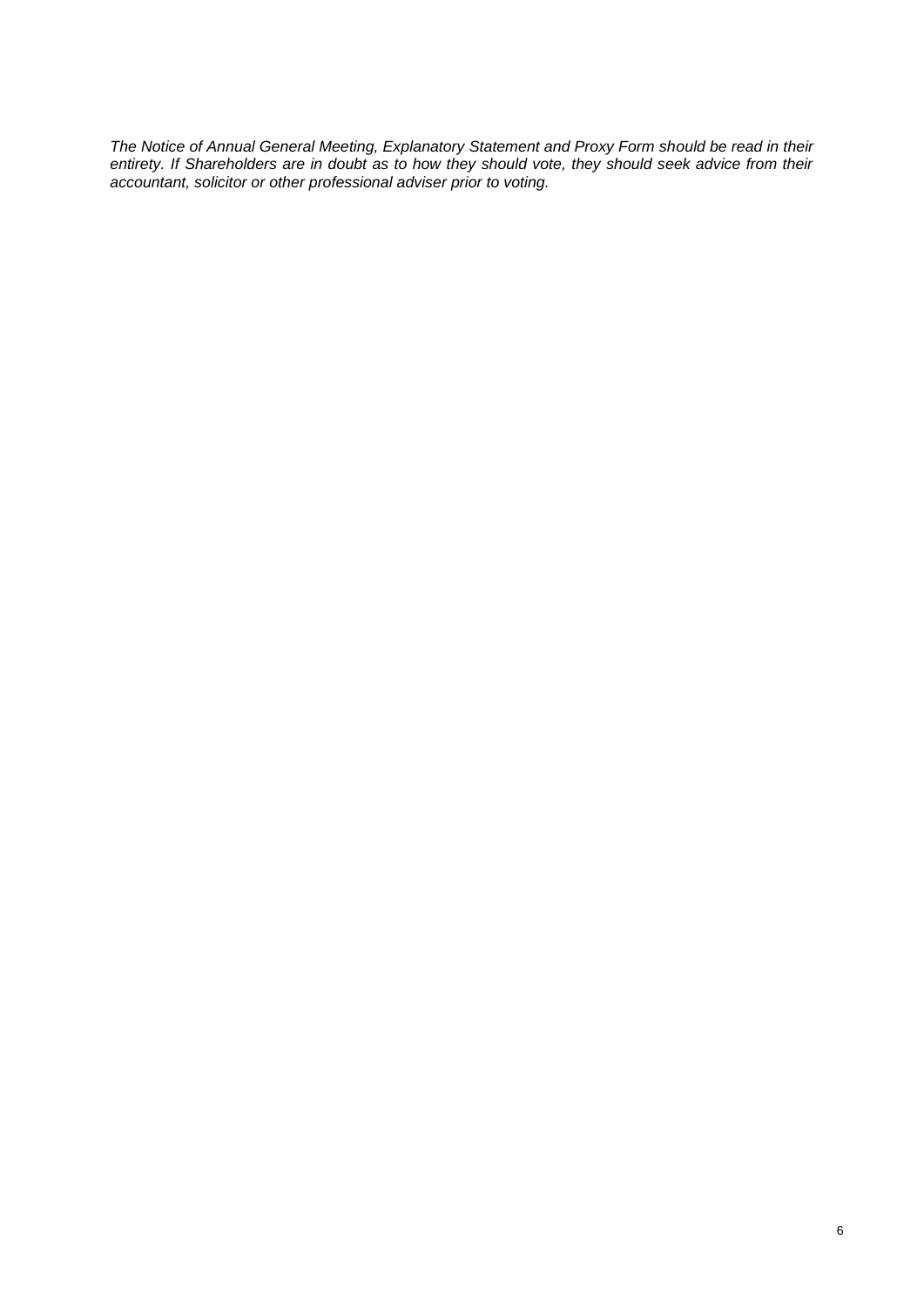*The Notice of Annual General Meeting, Explanatory Statement and Proxy Form should be read in their entirety. If Shareholders are in doubt as to how they should vote, they should seek advice from their accountant, solicitor or other professional adviser prior to voting.*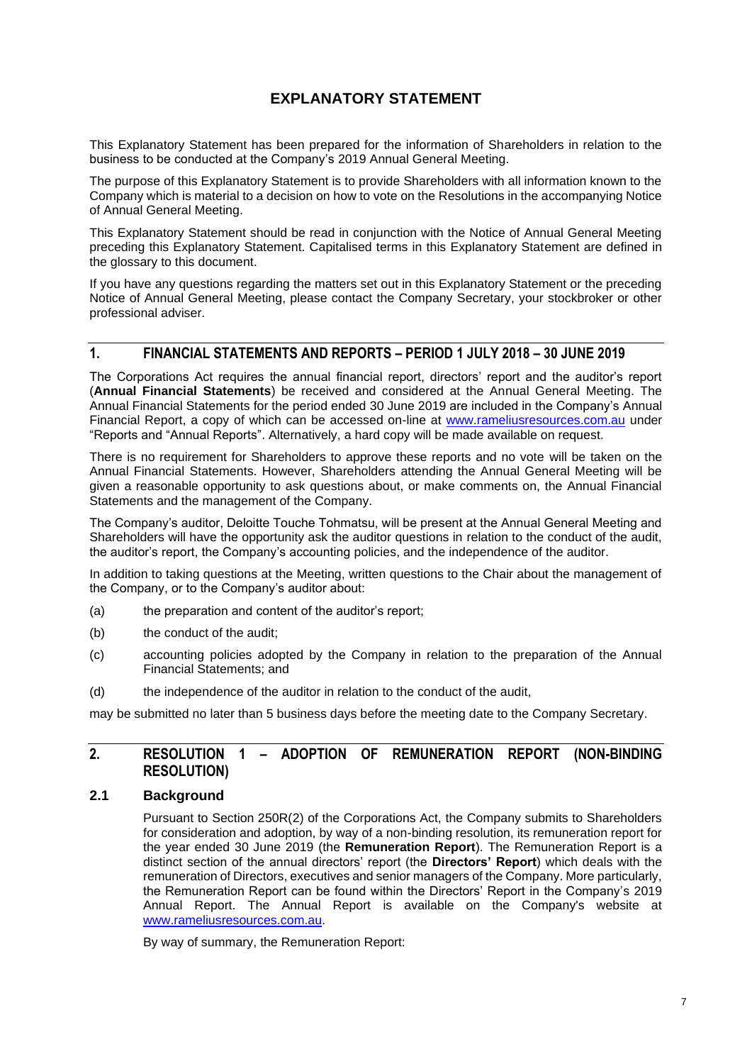# EXPLANATORY STATEMENT

This Explanatory Statement has been prepared for the information of Shareholders in relation to the business to be conducted at the Company's 2019 Annual General Meeting.

The purpose of this Explanatory Statement is to provide Shareholders with all information known to the Company which is material to a decision on how to vote on the Resolutions in the accompanying Notice of Annual General Meeting.

This Explanatory Statement should be read in conjunction with the Notice of Annual General Meeting preceding this Explanatory Statement. Capitalised terms in this Explanatory Statement are defined in the glossary to this document.

If you have any questions regarding the matters set out in this Explanatory Statement or the preceding Notice of Annual General Meeting, please contact the Company Secretary, your stockbroker or other professional adviser.

## 1. FINANCIAL STATEMENTS AND REPORTS – PERIOD 1 JULY 2018 – 30 JUNE 2019

The Corporations Act requires the annual financial report, directors' report and the auditor's report (**Annual Financial Statements**) be received and considered at the Annual General Meeting. The Annual Financial Statements for the period ended 30 June 2019 are included in the Company's Annual Financial Report, a copy of which can be accessed on-line at www.rameliusresources.com.au under "Reports and "Annual Reports". Alternatively, a hard copy will be made available on request.

There is no requirement for Shareholders to approve these reports and no vote will be taken on the Annual Financial Statements. However, Shareholders attending the Annual General Meeting will be given a reasonable opportunity to ask questions about, or make comments on, the Annual Financial Statements and the management of the Company.

The Company's auditor, Deloitte Touche Tohmatsu, will be present at the Annual General Meeting and Shareholders will have the opportunity ask the auditor questions in relation to the conduct of the audit, the auditor's report, the Company's accounting policies, and the independence of the auditor.

In addition to taking questions at the Meeting, written questions to the Chair about the management of the Company, or to the Company's auditor about:

(a) the preparation and content of the auditor's report;

(b) the conduct of the audit;

(c) accounting policies adopted by the Company in relation to the preparation of the Annual Financial Statements; and

(d) the independence of the auditor in relation to the conduct of the audit,

may be submitted no later than 5 business days before the meeting date to the Company Secretary.

## 2. RESOLUTION 1 – ADOPTION OF REMUNERATION REPORT (NON-BINDING RESOLUTION)

### 2.1 Background

Pursuant to Section 250R(2) of the Corporations Act, the Company submits to Shareholders for consideration and adoption, by way of a non-binding resolution, its remuneration report for the year ended 30 June 2019 (the **Remuneration Report**). The Remuneration Report is a distinct section of the annual directors' report (the **Directors' Report**) which deals with the remuneration of Directors, executives and senior managers of the Company. More particularly, the Remuneration Report can be found within the Directors' Report in the Company's 2019 Annual Report. The Annual Report is available on the Company's website at www.rameliusresources.com.au.

By way of summary, the Remuneration Report: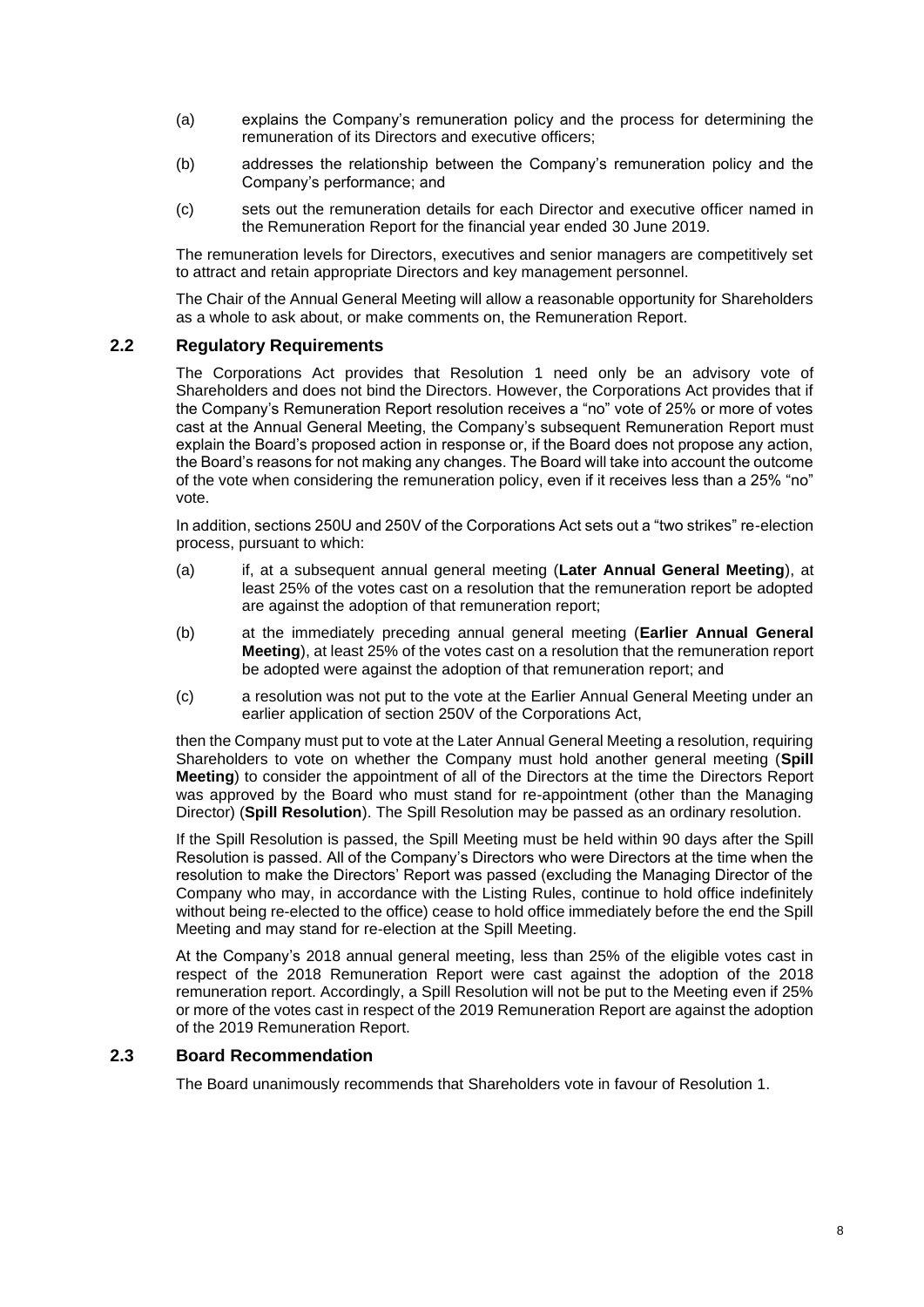(a) explains the Company's remuneration policy and the process for determining the remuneration of its Directors and executive officers;

(b) addresses the relationship between the Company's remuneration policy and the Company's performance; and

(c) sets out the remuneration details for each Director and executive officer named in the Remuneration Report for the financial year ended 30 June 2019.

The remuneration levels for Directors, executives and senior managers are competitively set to attract and retain appropriate Directors and key management personnel.

The Chair of the Annual General Meeting will allow a reasonable opportunity for Shareholders as a whole to ask about, or make comments on, the Remuneration Report.

## 2.2 Regulatory Requirements

The Corporations Act provides that Resolution 1 need only be an advisory vote of Shareholders and does not bind the Directors. However, the Corporations Act provides that if the Company's Remuneration Report resolution receives a "no" vote of 25% or more of votes cast at the Annual General Meeting, the Company's subsequent Remuneration Report must explain the Board's proposed action in response or, if the Board does not propose any action, the Board's reasons for not making any changes. The Board will take into account the outcome of the vote when considering the remuneration policy, even if it receives less than a 25% "no" vote.

In addition, sections 250U and 250V of the Corporations Act sets out a "two strikes" re-election process, pursuant to which:

(a) if, at a subsequent annual general meeting (**Later Annual General Meeting**), at least 25% of the votes cast on a resolution that the remuneration report be adopted are against the adoption of that remuneration report;

(b) at the immediately preceding annual general meeting (**Earlier Annual General Meeting**), at least 25% of the votes cast on a resolution that the remuneration report be adopted were against the adoption of that remuneration report; and

(c) a resolution was not put to the vote at the Earlier Annual General Meeting under an earlier application of section 250V of the Corporations Act,

then the Company must put to vote at the Later Annual General Meeting a resolution, requiring Shareholders to vote on whether the Company must hold another general meeting (**Spill Meeting**) to consider the appointment of all of the Directors at the time the Directors Report was approved by the Board who must stand for re-appointment (other than the Managing Director) (**Spill Resolution**). The Spill Resolution may be passed as an ordinary resolution.

If the Spill Resolution is passed, the Spill Meeting must be held within 90 days after the Spill Resolution is passed. All of the Company's Directors who were Directors at the time when the resolution to make the Directors' Report was passed (excluding the Managing Director of the Company who may, in accordance with the Listing Rules, continue to hold office indefinitely without being re-elected to the office) cease to hold office immediately before the end the Spill Meeting and may stand for re-election at the Spill Meeting.

At the Company's 2018 annual general meeting, less than 25% of the eligible votes cast in respect of the 2018 Remuneration Report were cast against the adoption of the 2018 remuneration report. Accordingly, a Spill Resolution will not be put to the Meeting even if 25% or more of the votes cast in respect of the 2019 Remuneration Report are against the adoption of the 2019 Remuneration Report.

## 2.3 Board Recommendation

The Board unanimously recommends that Shareholders vote in favour of Resolution 1.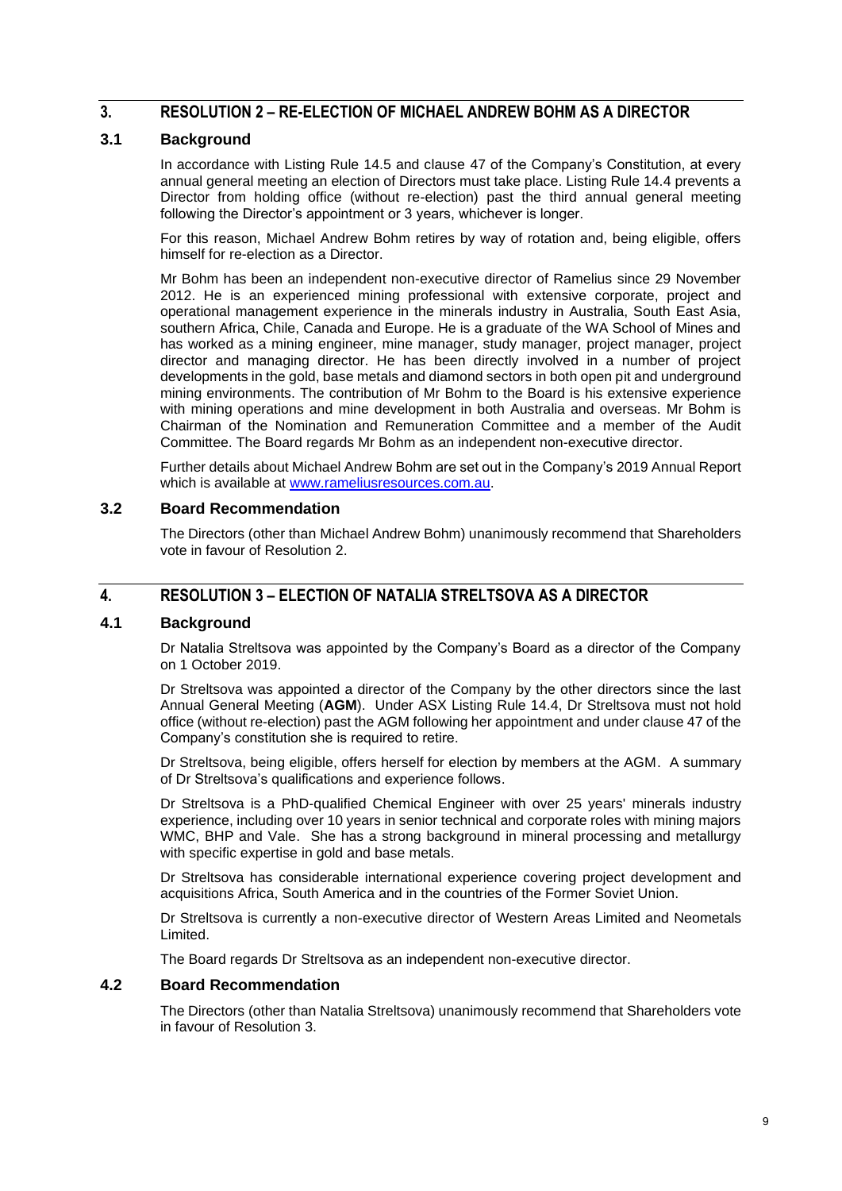## 3. RESOLUTION 2 – RE-ELECTION OF MICHAEL ANDREW BOHM AS A DIRECTOR

### 3.1 Background

In accordance with Listing Rule 14.5 and clause 47 of the Company's Constitution, at every annual general meeting an election of Directors must take place. Listing Rule 14.4 prevents a Director from holding office (without re-election) past the third annual general meeting following the Director's appointment or 3 years, whichever is longer.

For this reason, Michael Andrew Bohm retires by way of rotation and, being eligible, offers himself for re-election as a Director.

Mr Bohm has been an independent non-executive director of Ramelius since 29 November 2012. He is an experienced mining professional with extensive corporate, project and operational management experience in the minerals industry in Australia, South East Asia, southern Africa, Chile, Canada and Europe. He is a graduate of the WA School of Mines and has worked as a mining engineer, mine manager, study manager, project manager, project director and managing director. He has been directly involved in a number of project developments in the gold, base metals and diamond sectors in both open pit and underground mining environments. The contribution of Mr Bohm to the Board is his extensive experience with mining operations and mine development in both Australia and overseas. Mr Bohm is Chairman of the Nomination and Remuneration Committee and a member of the Audit Committee. The Board regards Mr Bohm as an independent non-executive director.

Further details about Michael Andrew Bohm are set out in the Company's 2019 Annual Report which is available at [www.rameliusresources.com.au](www.rameliusresources.com.au).

### 3.2 Board Recommendation

The Directors (other than Michael Andrew Bohm) unanimously recommend that Shareholders vote in favour of Resolution 2.

## 4. RESOLUTION 3 – ELECTION OF NATALIA STRELTSOVA AS A DIRECTOR

### 4.1 Background

Dr Natalia Streltsova was appointed by the Company's Board as a director of the Company on 1 October 2019.

Dr Streltsova was appointed a director of the Company by the other directors since the last Annual General Meeting (**AGM**). Under ASX Listing Rule 14.4, Dr Streltsova must not hold office (without re-election) past the AGM following her appointment and under clause 47 of the Company's constitution she is required to retire.

Dr Streltsova, being eligible, offers herself for election by members at the AGM. A summary of Dr Streltsova's qualifications and experience follows.

Dr Streltsova is a PhD-qualified Chemical Engineer with over 25 years' minerals industry experience, including over 10 years in senior technical and corporate roles with mining majors WMC, BHP and Vale. She has a strong background in mineral processing and metallurgy with specific expertise in gold and base metals.

Dr Streltsova has considerable international experience covering project development and acquisitions Africa, South America and in the countries of the Former Soviet Union.

Dr Streltsova is currently a non-executive director of Western Areas Limited and Neometals Limited.

The Board regards Dr Streltsova as an independent non-executive director.

### 4.2 Board Recommendation

The Directors (other than Natalia Streltsova) unanimously recommend that Shareholders vote in favour of Resolution 3.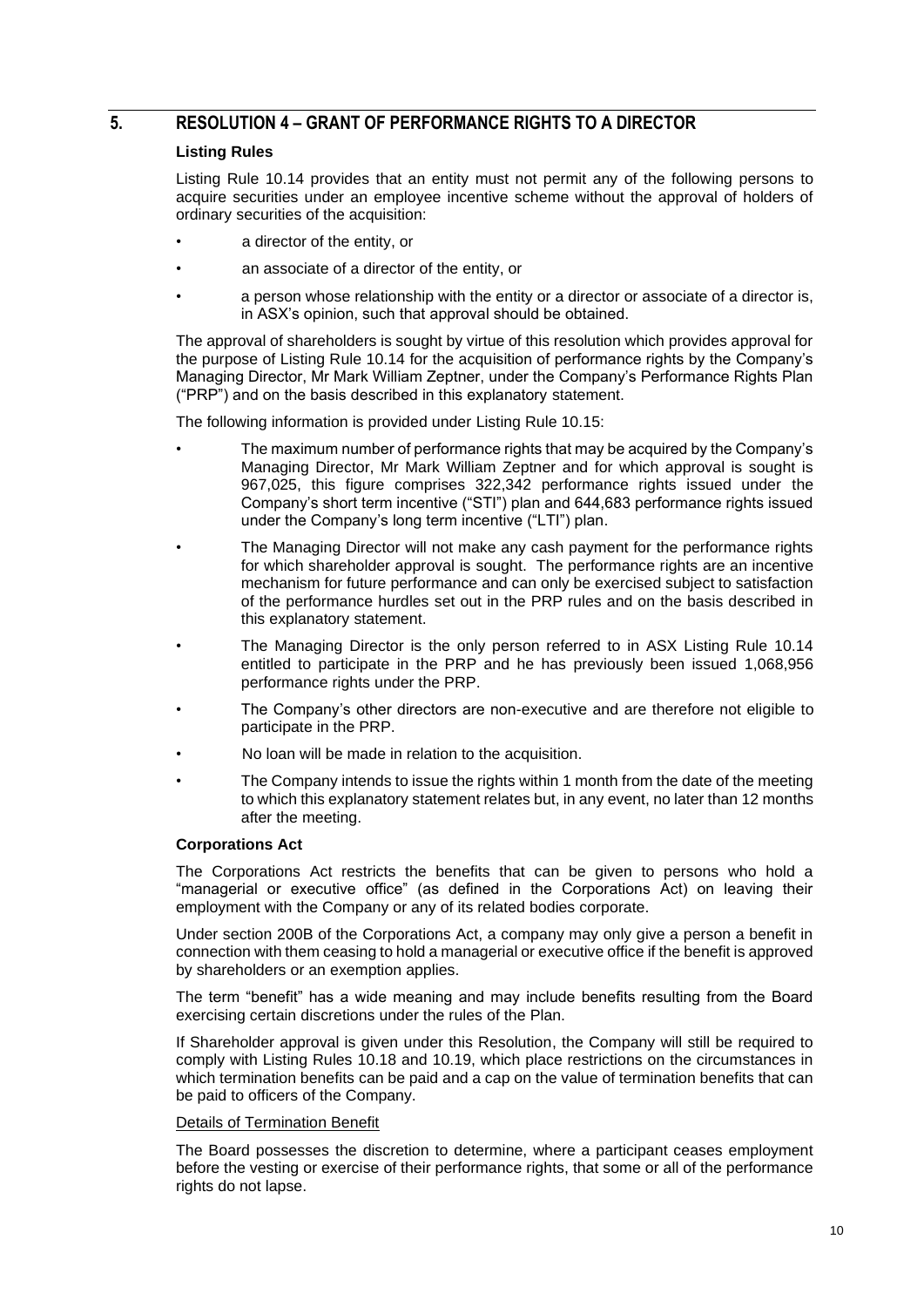## 5. RESOLUTION 4 – GRANT OF PERFORMANCE RIGHTS TO A DIRECTOR

### Listing Rules

Listing Rule 10.14 provides that an entity must not permit any of the following persons to acquire securities under an employee incentive scheme without the approval of holders of ordinary securities of the acquisition:

- a director of the entity, or
- an associate of a director of the entity, or
- a person whose relationship with the entity or a director or associate of a director is, in ASX's opinion, such that approval should be obtained.

The approval of shareholders is sought by virtue of this resolution which provides approval for the purpose of Listing Rule 10.14 for the acquisition of performance rights by the Company's Managing Director, Mr Mark William Zeptner, under the Company's Performance Rights Plan ("PRP") and on the basis described in this explanatory statement.

The following information is provided under Listing Rule 10.15:

- The maximum number of performance rights that may be acquired by the Company's Managing Director, Mr Mark William Zeptner and for which approval is sought is 967,025, this figure comprises 322,342 performance rights issued under the Company's short term incentive ("STI") plan and 644,683 performance rights issued under the Company's long term incentive ("LTI") plan.
- The Managing Director will not make any cash payment for the performance rights for which shareholder approval is sought. The performance rights are an incentive mechanism for future performance and can only be exercised subject to satisfaction of the performance hurdles set out in the PRP rules and on the basis described in this explanatory statement.
- The Managing Director is the only person referred to in ASX Listing Rule 10.14 entitled to participate in the PRP and he has previously been issued 1,068,956 performance rights under the PRP.
- The Company's other directors are non-executive and are therefore not eligible to participate in the PRP.
- No loan will be made in relation to the acquisition.
- The Company intends to issue the rights within 1 month from the date of the meeting to which this explanatory statement relates but, in any event, no later than 12 months after the meeting.

### Corporations Act

The Corporations Act restricts the benefits that can be given to persons who hold a "managerial or executive office" (as defined in the Corporations Act) on leaving their employment with the Company or any of its related bodies corporate.

Under section 200B of the Corporations Act, a company may only give a person a benefit in connection with them ceasing to hold a managerial or executive office if the benefit is approved by shareholders or an exemption applies.

The term "benefit" has a wide meaning and may include benefits resulting from the Board exercising certain discretions under the rules of the Plan.

If Shareholder approval is given under this Resolution, the Company will still be required to comply with Listing Rules 10.18 and 10.19, which place restrictions on the circumstances in which termination benefits can be paid and a cap on the value of termination benefits that can be paid to officers of the Company.

Details of Termination Benefit

The Board possesses the discretion to determine, where a participant ceases employment before the vesting or exercise of their performance rights, that some or all of the performance rights do not lapse.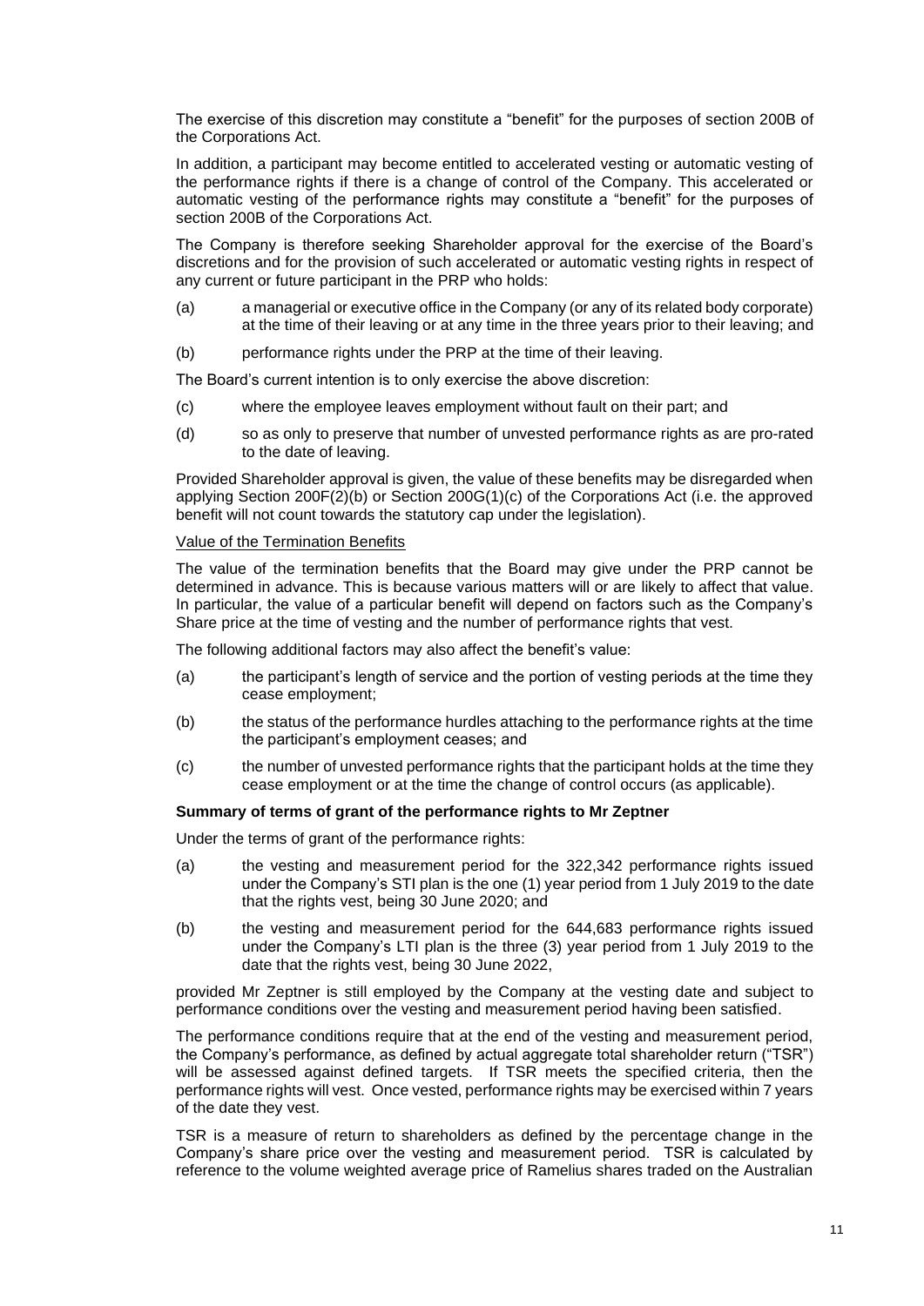The exercise of this discretion may constitute a "benefit" for the purposes of section 200B of the Corporations Act.

In addition, a participant may become entitled to accelerated vesting or automatic vesting of the performance rights if there is a change of control of the Company. This accelerated or automatic vesting of the performance rights may constitute a "benefit" for the purposes of section 200B of the Corporations Act.

The Company is therefore seeking Shareholder approval for the exercise of the Board's discretions and for the provision of such accelerated or automatic vesting rights in respect of any current or future participant in the PRP who holds:

(a) a managerial or executive office in the Company (or any of its related body corporate) at the time of their leaving or at any time in the three years prior to their leaving; and

(b) performance rights under the PRP at the time of their leaving.

The Board's current intention is to only exercise the above discretion:

(c) where the employee leaves employment without fault on their part; and

(d) so as only to preserve that number of unvested performance rights as are pro-rated to the date of leaving.

Provided Shareholder approval is given, the value of these benefits may be disregarded when applying Section 200F(2)(b) or Section 200G(1)(c) of the Corporations Act (i.e. the approved benefit will not count towards the statutory cap under the legislation).

Value of the Termination Benefits

The value of the termination benefits that the Board may give under the PRP cannot be determined in advance. This is because various matters will or are likely to affect that value. In particular, the value of a particular benefit will depend on factors such as the Company's Share price at the time of vesting and the number of performance rights that vest.

The following additional factors may also affect the benefit's value:

(a) the participant's length of service and the portion of vesting periods at the time they cease employment;

(b) the status of the performance hurdles attaching to the performance rights at the time the participant's employment ceases; and

(c) the number of unvested performance rights that the participant holds at the time they cease employment or at the time the change of control occurs (as applicable).

**Summary of terms of grant of the performance rights to Mr Zeptner**

Under the terms of grant of the performance rights:

(a) the vesting and measurement period for the 322,342 performance rights issued under the Company's STI plan is the one (1) year period from 1 July 2019 to the date that the rights vest, being 30 June 2020; and

(b) the vesting and measurement period for the 644,683 performance rights issued under the Company's LTI plan is the three (3) year period from 1 July 2019 to the date that the rights vest, being 30 June 2022,

provided Mr Zeptner is still employed by the Company at the vesting date and subject to performance conditions over the vesting and measurement period having been satisfied.

The performance conditions require that at the end of the vesting and measurement period, the Company's performance, as defined by actual aggregate total shareholder return ("TSR") will be assessed against defined targets. If TSR meets the specified criteria, then the performance rights will vest. Once vested, performance rights may be exercised within 7 years of the date they vest.

TSR is a measure of return to shareholders as defined by the percentage change in the Company's share price over the vesting and measurement period. TSR is calculated by reference to the volume weighted average price of Ramelius shares traded on the Australian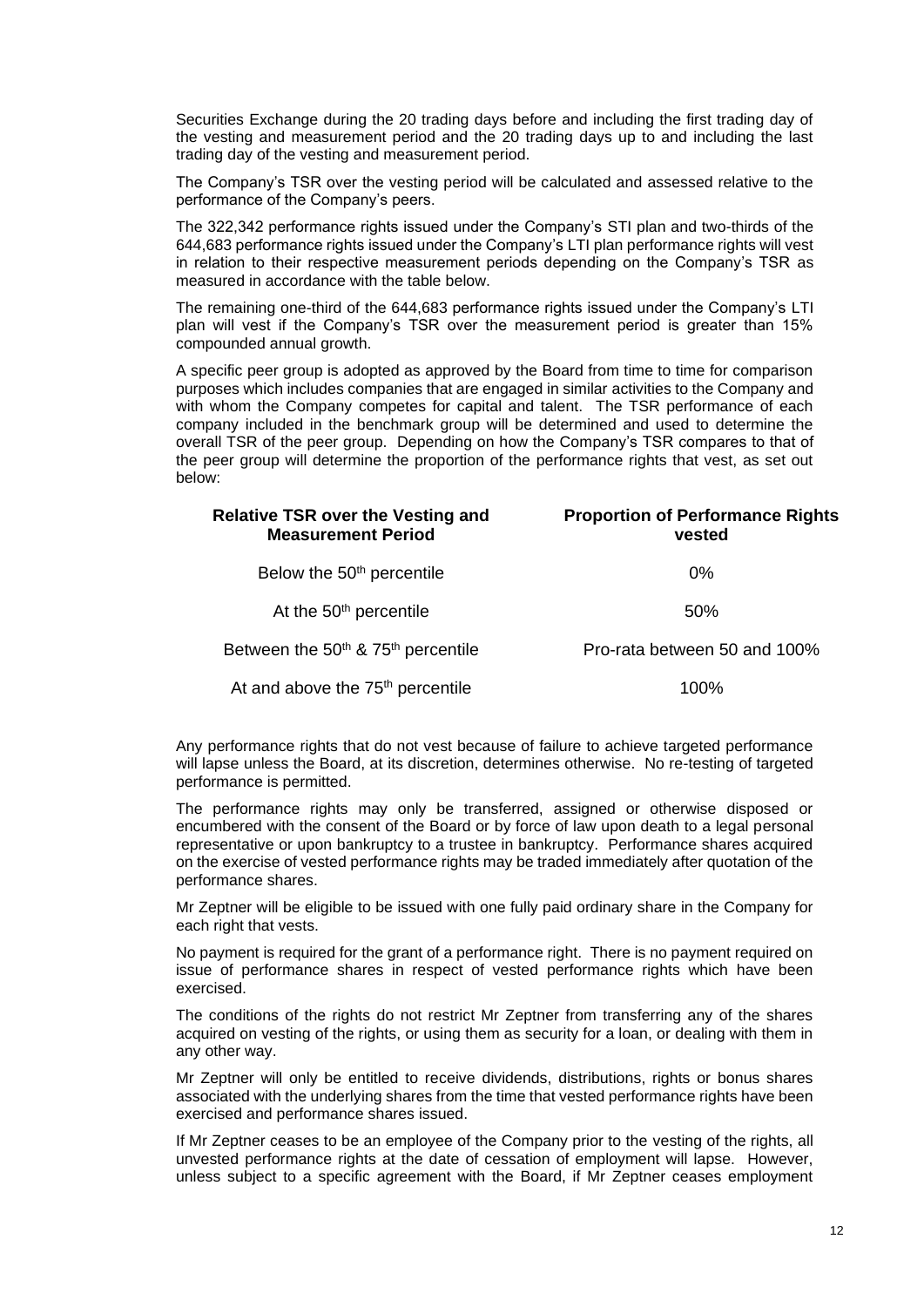Securities Exchange during the 20 trading days before and including the first trading day of the vesting and measurement period and the 20 trading days up to and including the last trading day of the vesting and measurement period.

The Company's TSR over the vesting period will be calculated and assessed relative to the performance of the Company's peers.

The 322,342 performance rights issued under the Company's STI plan and two-thirds of the 644,683 performance rights issued under the Company's LTI plan performance rights will vest in relation to their respective measurement periods depending on the Company's TSR as measured in accordance with the table below.

The remaining one-third of the 644,683 performance rights issued under the Company's LTI plan will vest if the Company's TSR over the measurement period is greater than 15% compounded annual growth.

A specific peer group is adopted as approved by the Board from time to time for comparison purposes which includes companies that are engaged in similar activities to the Company and with whom the Company competes for capital and talent. The TSR performance of each company included in the benchmark group will be determined and used to determine the overall TSR of the peer group. Depending on how the Company's TSR compares to that of the peer group will determine the proportion of the performance rights that vest, as set out below:

| Relative TSR over the Vesting and Measurement Period | Proportion of Performance Rights vested |
|---|---|
| Below the 50th percentile | 0% |
| At the 50th percentile | 50% |
| Between the 50th & 75th percentile | Pro-rata between 50 and 100% |
| At and above the 75th percentile | 100% |

Any performance rights that do not vest because of failure to achieve targeted performance will lapse unless the Board, at its discretion, determines otherwise. No re-testing of targeted performance is permitted.

The performance rights may only be transferred, assigned or otherwise disposed or encumbered with the consent of the Board or by force of law upon death to a legal personal representative or upon bankruptcy to a trustee in bankruptcy. Performance shares acquired on the exercise of vested performance rights may be traded immediately after quotation of the performance shares.

Mr Zeptner will be eligible to be issued with one fully paid ordinary share in the Company for each right that vests.

No payment is required for the grant of a performance right. There is no payment required on issue of performance shares in respect of vested performance rights which have been exercised.

The conditions of the rights do not restrict Mr Zeptner from transferring any of the shares acquired on vesting of the rights, or using them as security for a loan, or dealing with them in any other way.

Mr Zeptner will only be entitled to receive dividends, distributions, rights or bonus shares associated with the underlying shares from the time that vested performance rights have been exercised and performance shares issued.

If Mr Zeptner ceases to be an employee of the Company prior to the vesting of the rights, all unvested performance rights at the date of cessation of employment will lapse. However, unless subject to a specific agreement with the Board, if Mr Zeptner ceases employment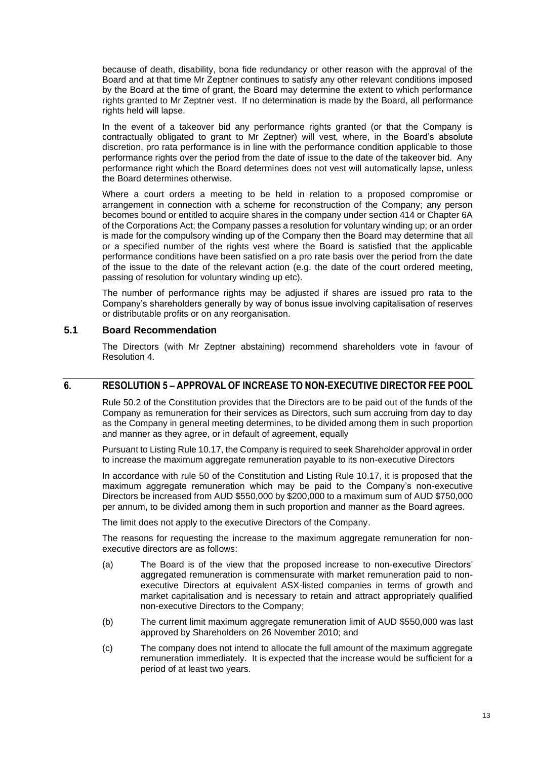because of death, disability, bona fide redundancy or other reason with the approval of the Board and at that time Mr Zeptner continues to satisfy any other relevant conditions imposed by the Board at the time of grant, the Board may determine the extent to which performance rights granted to Mr Zeptner vest. If no determination is made by the Board, all performance rights held will lapse.

In the event of a takeover bid any performance rights granted (or that the Company is contractually obligated to grant to Mr Zeptner) will vest, where, in the Board's absolute discretion, pro rata performance is in line with the performance condition applicable to those performance rights over the period from the date of issue to the date of the takeover bid. Any performance right which the Board determines does not vest will automatically lapse, unless the Board determines otherwise.

Where a court orders a meeting to be held in relation to a proposed compromise or arrangement in connection with a scheme for reconstruction of the Company; any person becomes bound or entitled to acquire shares in the company under section 414 or Chapter 6A of the Corporations Act; the Company passes a resolution for voluntary winding up; or an order is made for the compulsory winding up of the Company then the Board may determine that all or a specified number of the rights vest where the Board is satisfied that the applicable performance conditions have been satisfied on a pro rate basis over the period from the date of the issue to the date of the relevant action (e.g. the date of the court ordered meeting, passing of resolution for voluntary winding up etc).

The number of performance rights may be adjusted if shares are issued pro rata to the Company's shareholders generally by way of bonus issue involving capitalisation of reserves or distributable profits or on any reorganisation.

### 5.1 Board Recommendation

The Directors (with Mr Zeptner abstaining) recommend shareholders vote in favour of Resolution 4.

## 6. RESOLUTION 5 – APPROVAL OF INCREASE TO NON-EXECUTIVE DIRECTOR FEE POOL

Rule 50.2 of the Constitution provides that the Directors are to be paid out of the funds of the Company as remuneration for their services as Directors, such sum accruing from day to day as the Company in general meeting determines, to be divided among them in such proportion and manner as they agree, or in default of agreement, equally

Pursuant to Listing Rule 10.17, the Company is required to seek Shareholder approval in order to increase the maximum aggregate remuneration payable to its non-executive Directors

In accordance with rule 50 of the Constitution and Listing Rule 10.17, it is proposed that the maximum aggregate remuneration which may be paid to the Company's non-executive Directors be increased from AUD $550,000 by $200,000 to a maximum sum of AUD $750,000 per annum, to be divided among them in such proportion and manner as the Board agrees.

The limit does not apply to the executive Directors of the Company.

The reasons for requesting the increase to the maximum aggregate remuneration for non-executive directors are as follows:

(a) The Board is of the view that the proposed increase to non-executive Directors' aggregated remuneration is commensurate with market remuneration paid to non-executive Directors at equivalent ASX-listed companies in terms of growth and market capitalisation and is necessary to retain and attract appropriately qualified non-executive Directors to the Company;

(b) The current limit maximum aggregate remuneration limit of AUD $550,000 was last approved by Shareholders on 26 November 2010; and

(c) The company does not intend to allocate the full amount of the maximum aggregate remuneration immediately. It is expected that the increase would be sufficient for a period of at least two years.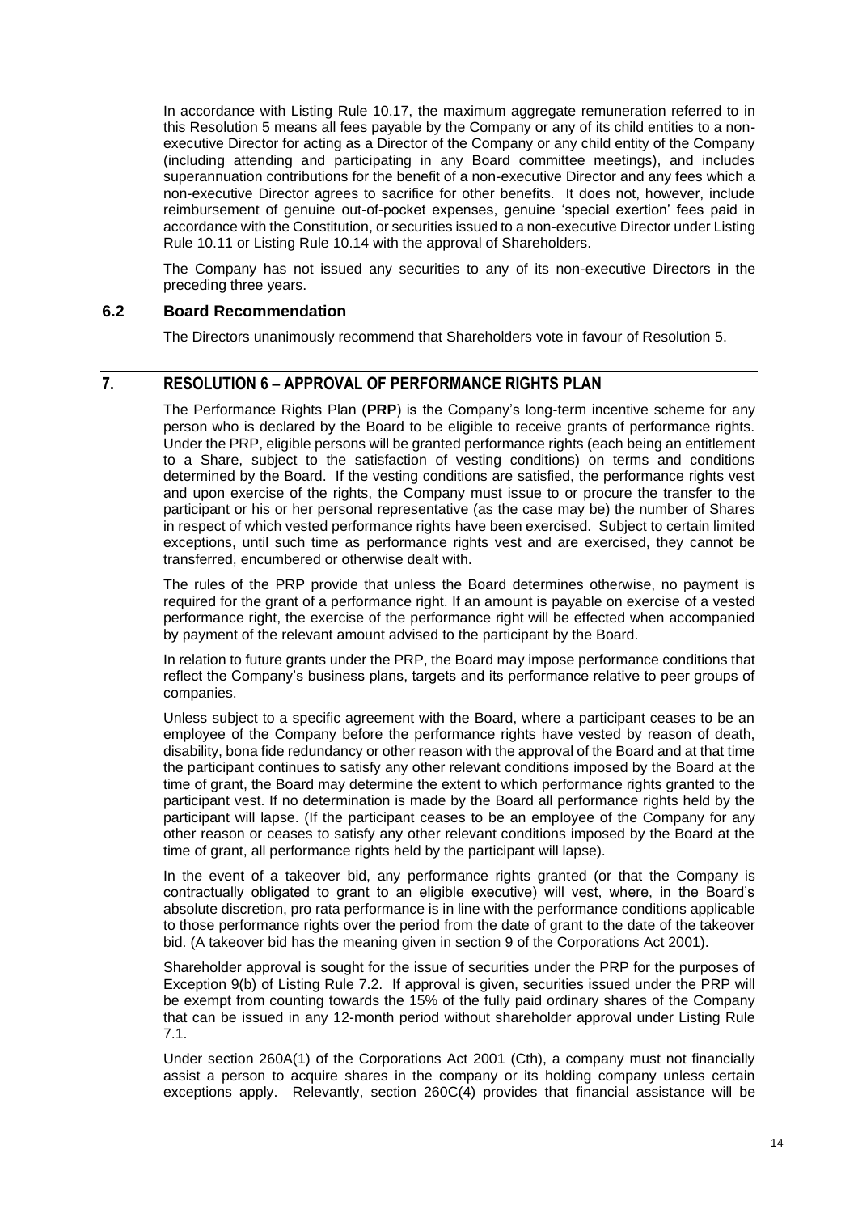In accordance with Listing Rule 10.17, the maximum aggregate remuneration referred to in this Resolution 5 means all fees payable by the Company or any of its child entities to a non-executive Director for acting as a Director of the Company or any child entity of the Company (including attending and participating in any Board committee meetings), and includes superannuation contributions for the benefit of a non-executive Director and any fees which a non-executive Director agrees to sacrifice for other benefits. It does not, however, include reimbursement of genuine out-of-pocket expenses, genuine 'special exertion' fees paid in accordance with the Constitution, or securities issued to a non-executive Director under Listing Rule 10.11 or Listing Rule 10.14 with the approval of Shareholders.

The Company has not issued any securities to any of its non-executive Directors in the preceding three years.

### 6.2 Board Recommendation

The Directors unanimously recommend that Shareholders vote in favour of Resolution 5.

## 7. RESOLUTION 6 – APPROVAL OF PERFORMANCE RIGHTS PLAN

The Performance Rights Plan (**PRP**) is the Company's long-term incentive scheme for any person who is declared by the Board to be eligible to receive grants of performance rights. Under the PRP, eligible persons will be granted performance rights (each being an entitlement to a Share, subject to the satisfaction of vesting conditions) on terms and conditions determined by the Board. If the vesting conditions are satisfied, the performance rights vest and upon exercise of the rights, the Company must issue to or procure the transfer to the participant or his or her personal representative (as the case may be) the number of Shares in respect of which vested performance rights have been exercised. Subject to certain limited exceptions, until such time as performance rights vest and are exercised, they cannot be transferred, encumbered or otherwise dealt with.

The rules of the PRP provide that unless the Board determines otherwise, no payment is required for the grant of a performance right. If an amount is payable on exercise of a vested performance right, the exercise of the performance right will be effected when accompanied by payment of the relevant amount advised to the participant by the Board.

In relation to future grants under the PRP, the Board may impose performance conditions that reflect the Company's business plans, targets and its performance relative to peer groups of companies.

Unless subject to a specific agreement with the Board, where a participant ceases to be an employee of the Company before the performance rights have vested by reason of death, disability, bona fide redundancy or other reason with the approval of the Board and at that time the participant continues to satisfy any other relevant conditions imposed by the Board at the time of grant, the Board may determine the extent to which performance rights granted to the participant vest. If no determination is made by the Board all performance rights held by the participant will lapse. (If the participant ceases to be an employee of the Company for any other reason or ceases to satisfy any other relevant conditions imposed by the Board at the time of grant, all performance rights held by the participant will lapse).

In the event of a takeover bid, any performance rights granted (or that the Company is contractually obligated to grant to an eligible executive) will vest, where, in the Board's absolute discretion, pro rata performance is in line with the performance conditions applicable to those performance rights over the period from the date of grant to the date of the takeover bid. (A takeover bid has the meaning given in section 9 of the Corporations Act 2001).

Shareholder approval is sought for the issue of securities under the PRP for the purposes of Exception 9(b) of Listing Rule 7.2. If approval is given, securities issued under the PRP will be exempt from counting towards the 15% of the fully paid ordinary shares of the Company that can be issued in any 12-month period without shareholder approval under Listing Rule 7.1.

Under section 260A(1) of the Corporations Act 2001 (Cth), a company must not financially assist a person to acquire shares in the company or its holding company unless certain exceptions apply. Relevantly, section 260C(4) provides that financial assistance will be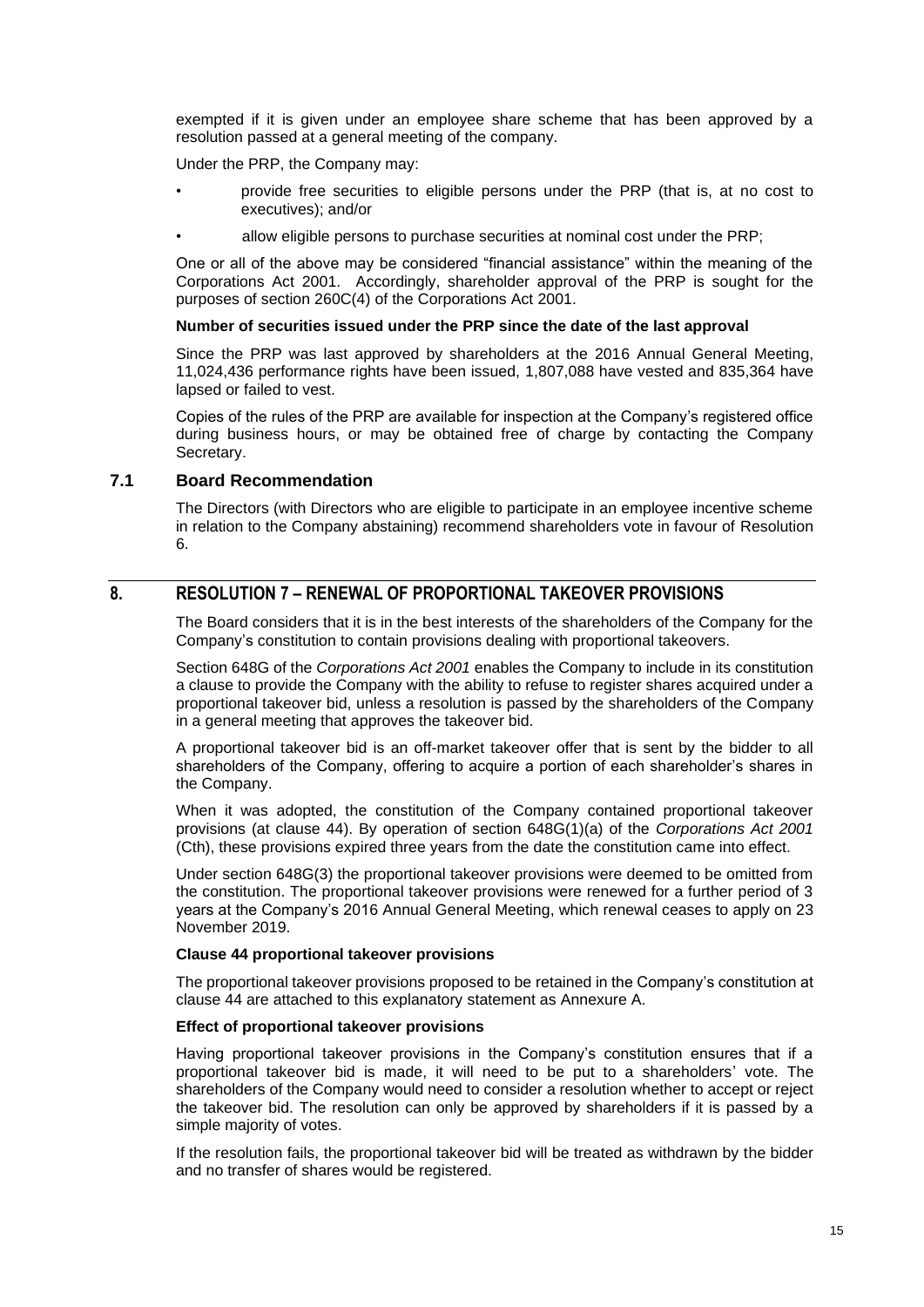exempted if it is given under an employee share scheme that has been approved by a resolution passed at a general meeting of the company.

Under the PRP, the Company may:

- provide free securities to eligible persons under the PRP (that is, at no cost to executives); and/or
- allow eligible persons to purchase securities at nominal cost under the PRP;

One or all of the above may be considered "financial assistance" within the meaning of the Corporations Act 2001. Accordingly, shareholder approval of the PRP is sought for the purposes of section 260C(4) of the Corporations Act 2001.

**Number of securities issued under the PRP since the date of the last approval**

Since the PRP was last approved by shareholders at the 2016 Annual General Meeting, 11,024,436 performance rights have been issued, 1,807,088 have vested and 835,364 have lapsed or failed to vest.

Copies of the rules of the PRP are available for inspection at the Company's registered office during business hours, or may be obtained free of charge by contacting the Company Secretary.

### 7.1 Board Recommendation

The Directors (with Directors who are eligible to participate in an employee incentive scheme in relation to the Company abstaining) recommend shareholders vote in favour of Resolution 6.

## 8. RESOLUTION 7 – RENEWAL OF PROPORTIONAL TAKEOVER PROVISIONS

The Board considers that it is in the best interests of the shareholders of the Company for the Company's constitution to contain provisions dealing with proportional takeovers.

Section 648G of the *Corporations Act 2001* enables the Company to include in its constitution a clause to provide the Company with the ability to refuse to register shares acquired under a proportional takeover bid, unless a resolution is passed by the shareholders of the Company in a general meeting that approves the takeover bid.

A proportional takeover bid is an off-market takeover offer that is sent by the bidder to all shareholders of the Company, offering to acquire a portion of each shareholder's shares in the Company.

When it was adopted, the constitution of the Company contained proportional takeover provisions (at clause 44). By operation of section 648G(1)(a) of the *Corporations Act 2001* (Cth), these provisions expired three years from the date the constitution came into effect.

Under section 648G(3) the proportional takeover provisions were deemed to be omitted from the constitution. The proportional takeover provisions were renewed for a further period of 3 years at the Company's 2016 Annual General Meeting, which renewal ceases to apply on 23 November 2019.

**Clause 44 proportional takeover provisions**

The proportional takeover provisions proposed to be retained in the Company's constitution at clause 44 are attached to this explanatory statement as Annexure A.

**Effect of proportional takeover provisions**

Having proportional takeover provisions in the Company's constitution ensures that if a proportional takeover bid is made, it will need to be put to a shareholders' vote. The shareholders of the Company would need to consider a resolution whether to accept or reject the takeover bid. The resolution can only be approved by shareholders if it is passed by a simple majority of votes.

If the resolution fails, the proportional takeover bid will be treated as withdrawn by the bidder and no transfer of shares would be registered.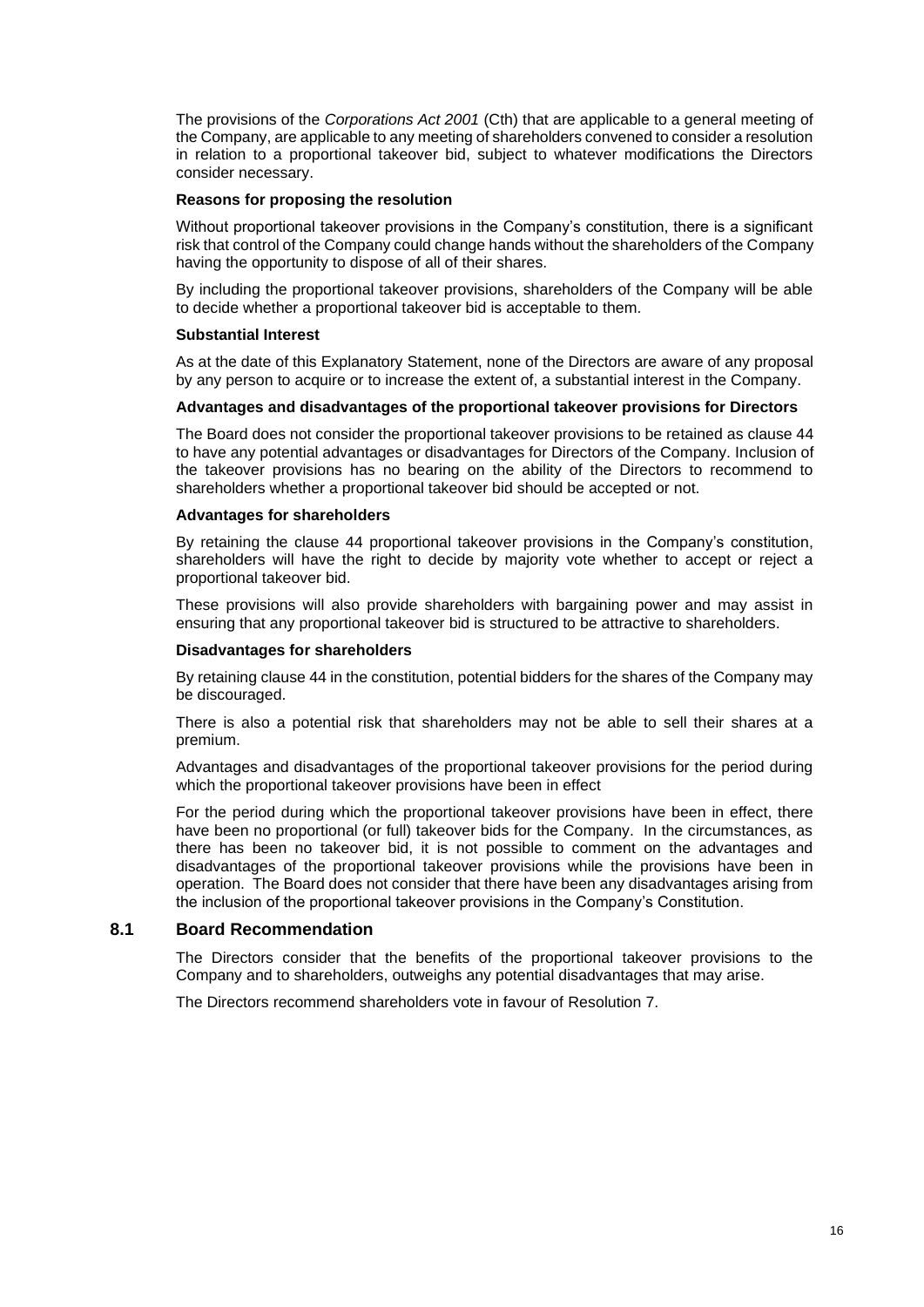The provisions of the *Corporations Act 2001* (Cth) that are applicable to a general meeting of the Company, are applicable to any meeting of shareholders convened to consider a resolution in relation to a proportional takeover bid, subject to whatever modifications the Directors consider necessary.

**Reasons for proposing the resolution**

Without proportional takeover provisions in the Company's constitution, there is a significant risk that control of the Company could change hands without the shareholders of the Company having the opportunity to dispose of all of their shares.

By including the proportional takeover provisions, shareholders of the Company will be able to decide whether a proportional takeover bid is acceptable to them.

**Substantial Interest**

As at the date of this Explanatory Statement, none of the Directors are aware of any proposal by any person to acquire or to increase the extent of, a substantial interest in the Company.

**Advantages and disadvantages of the proportional takeover provisions for Directors**

The Board does not consider the proportional takeover provisions to be retained as clause 44 to have any potential advantages or disadvantages for Directors of the Company. Inclusion of the takeover provisions has no bearing on the ability of the Directors to recommend to shareholders whether a proportional takeover bid should be accepted or not.

**Advantages for shareholders**

By retaining the clause 44 proportional takeover provisions in the Company's constitution, shareholders will have the right to decide by majority vote whether to accept or reject a proportional takeover bid.

These provisions will also provide shareholders with bargaining power and may assist in ensuring that any proportional takeover bid is structured to be attractive to shareholders.

**Disadvantages for shareholders**

By retaining clause 44 in the constitution, potential bidders for the shares of the Company may be discouraged.

There is also a potential risk that shareholders may not be able to sell their shares at a premium.

Advantages and disadvantages of the proportional takeover provisions for the period during which the proportional takeover provisions have been in effect

For the period during which the proportional takeover provisions have been in effect, there have been no proportional (or full) takeover bids for the Company. In the circumstances, as there has been no takeover bid, it is not possible to comment on the advantages and disadvantages of the proportional takeover provisions while the provisions have been in operation. The Board does not consider that there have been any disadvantages arising from the inclusion of the proportional takeover provisions in the Company's Constitution.

## 8.1 Board Recommendation

The Directors consider that the benefits of the proportional takeover provisions to the Company and to shareholders, outweighs any potential disadvantages that may arise.

The Directors recommend shareholders vote in favour of Resolution 7.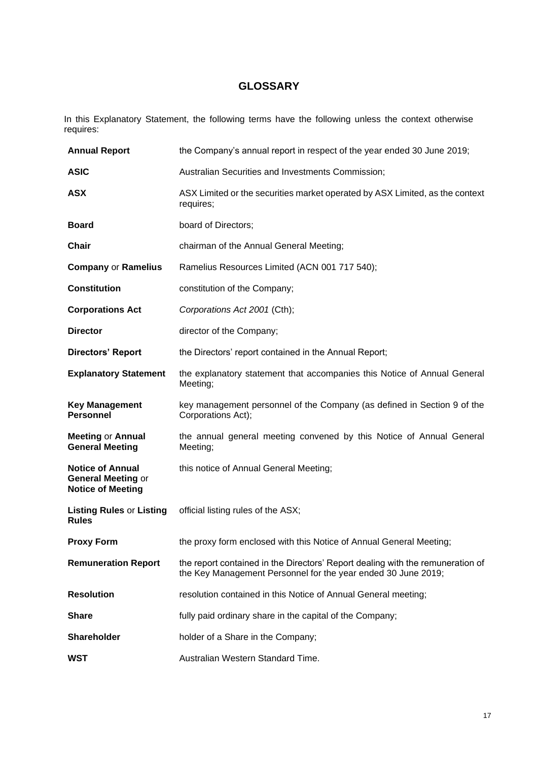# GLOSSARY

In this Explanatory Statement, the following terms have the following unless the context otherwise requires:

| Term | Definition |
|---|---|
| **Annual Report** | the Company's annual report in respect of the year ended 30 June 2019; |
| **ASIC** | Australian Securities and Investments Commission; |
| **ASX** | ASX Limited or the securities market operated by ASX Limited, as the context requires; |
| **Board** | board of Directors; |
| **Chair** | chairman of the Annual General Meeting; |
| **Company** or **Ramelius** | Ramelius Resources Limited (ACN 001 717 540); |
| **Constitution** | constitution of the Company; |
| **Corporations Act** | *Corporations Act 2001* (Cth); |
| **Director** | director of the Company; |
| **Directors' Report** | the Directors' report contained in the Annual Report; |
| **Explanatory Statement** | the explanatory statement that accompanies this Notice of Annual General Meeting; |
| **Key Management Personnel** | key management personnel of the Company (as defined in Section 9 of the Corporations Act); |
| **Meeting** or **Annual General Meeting** | the annual general meeting convened by this Notice of Annual General Meeting; |
| **Notice of Annual General Meeting** or **Notice of Meeting** | this notice of Annual General Meeting; |
| **Listing Rules** or **Listing Rules** | official listing rules of the ASX; |
| **Proxy Form** | the proxy form enclosed with this Notice of Annual General Meeting; |
| **Remuneration Report** | the report contained in the Directors' Report dealing with the remuneration of the Key Management Personnel for the year ended 30 June 2019; |
| **Resolution** | resolution contained in this Notice of Annual General meeting; |
| **Share** | fully paid ordinary share in the capital of the Company; |
| **Shareholder** | holder of a Share in the Company; |
| **WST** | Australian Western Standard Time. |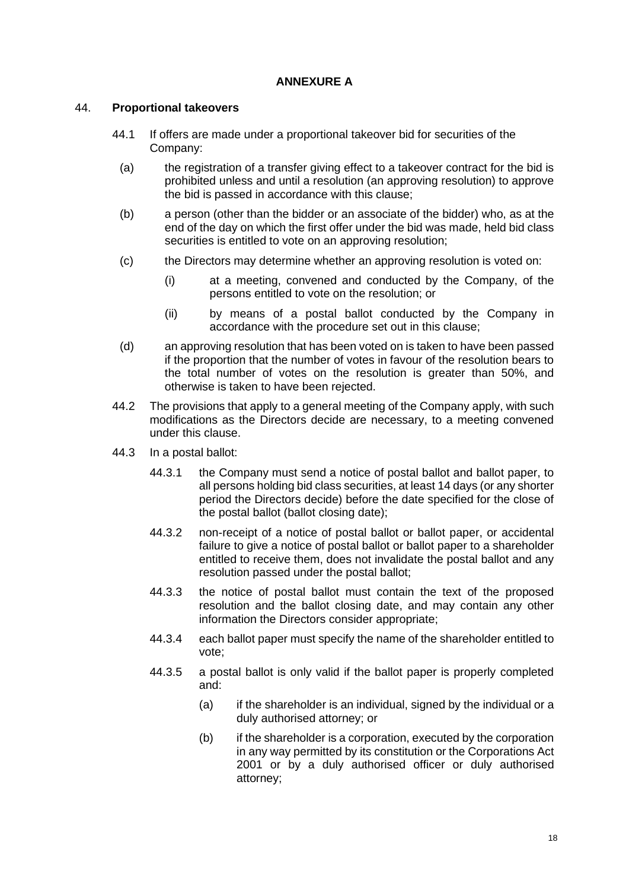**ANNEXURE A**

44. **Proportional takeovers**

44.1 If offers are made under a proportional takeover bid for securities of the Company:

(a) the registration of a transfer giving effect to a takeover contract for the bid is prohibited unless and until a resolution (an approving resolution) to approve the bid is passed in accordance with this clause;

(b) a person (other than the bidder or an associate of the bidder) who, as at the end of the day on which the first offer under the bid was made, held bid class securities is entitled to vote on an approving resolution;

(c) the Directors may determine whether an approving resolution is voted on:

(i) at a meeting, convened and conducted by the Company, of the persons entitled to vote on the resolution; or

(ii) by means of a postal ballot conducted by the Company in accordance with the procedure set out in this clause;

(d) an approving resolution that has been voted on is taken to have been passed if the proportion that the number of votes in favour of the resolution bears to the total number of votes on the resolution is greater than 50%, and otherwise is taken to have been rejected.

44.2 The provisions that apply to a general meeting of the Company apply, with such modifications as the Directors decide are necessary, to a meeting convened under this clause.

44.3 In a postal ballot:

44.3.1 the Company must send a notice of postal ballot and ballot paper, to all persons holding bid class securities, at least 14 days (or any shorter period the Directors decide) before the date specified for the close of the postal ballot (ballot closing date);

44.3.2 non-receipt of a notice of postal ballot or ballot paper, or accidental failure to give a notice of postal ballot or ballot paper to a shareholder entitled to receive them, does not invalidate the postal ballot and any resolution passed under the postal ballot;

44.3.3 the notice of postal ballot must contain the text of the proposed resolution and the ballot closing date, and may contain any other information the Directors consider appropriate;

44.3.4 each ballot paper must specify the name of the shareholder entitled to vote;

44.3.5 a postal ballot is only valid if the ballot paper is properly completed and:

(a) if the shareholder is an individual, signed by the individual or a duly authorised attorney; or

(b) if the shareholder is a corporation, executed by the corporation in any way permitted by its constitution or the Corporations Act 2001 or by a duly authorised officer or duly authorised attorney;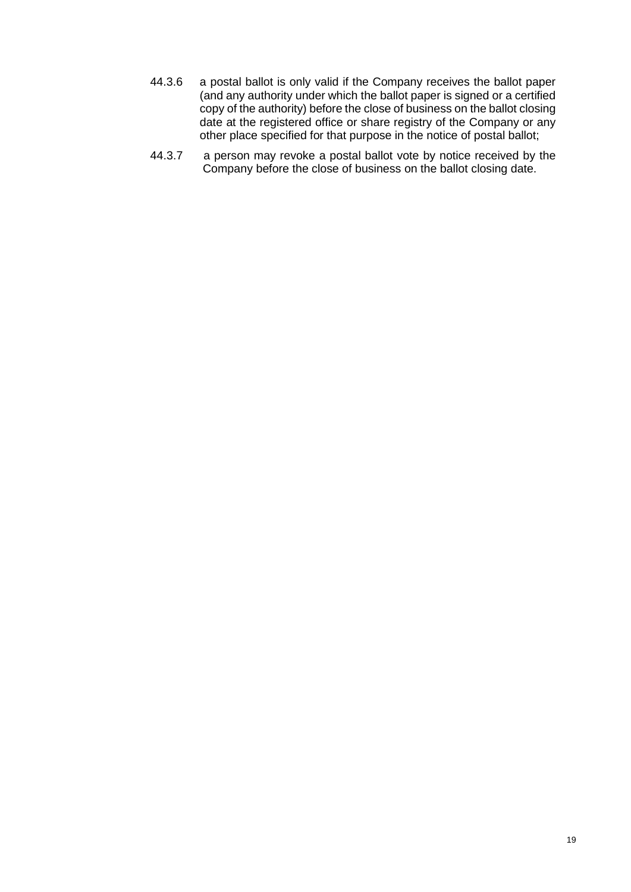44.3.6 a postal ballot is only valid if the Company receives the ballot paper (and any authority under which the ballot paper is signed or a certified copy of the authority) before the close of business on the ballot closing date at the registered office or share registry of the Company or any other place specified for that purpose in the notice of postal ballot;

44.3.7 a person may revoke a postal ballot vote by notice received by the Company before the close of business on the ballot closing date.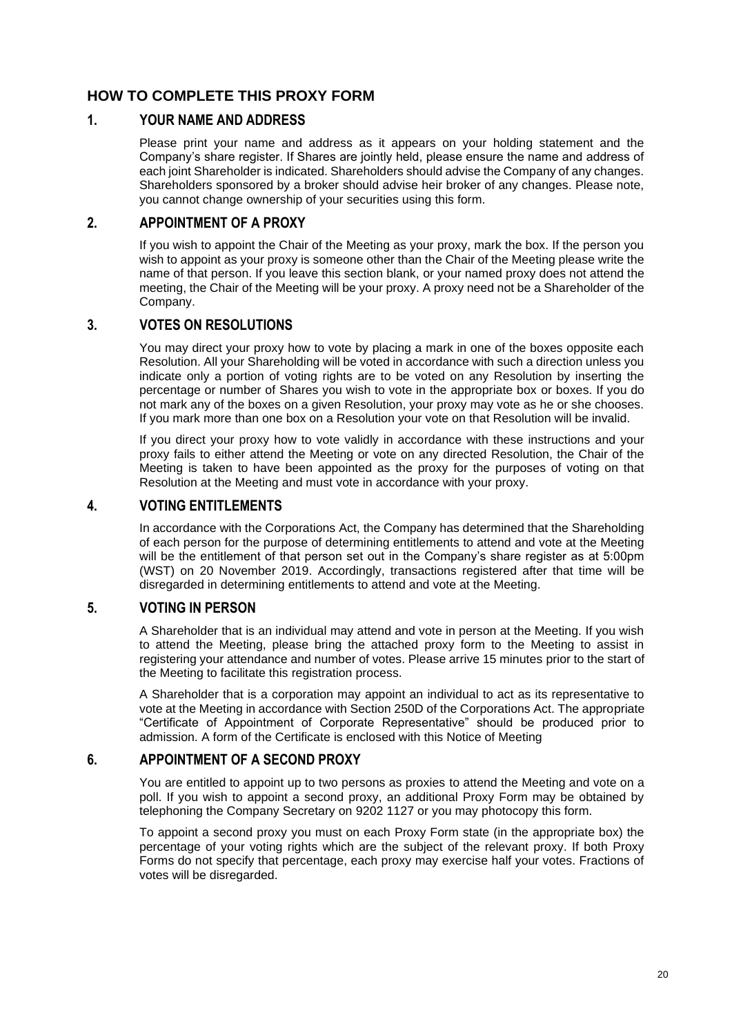## HOW TO COMPLETE THIS PROXY FORM

### 1. YOUR NAME AND ADDRESS

Please print your name and address as it appears on your holding statement and the Company's share register. If Shares are jointly held, please ensure the name and address of each joint Shareholder is indicated. Shareholders should advise the Company of any changes. Shareholders sponsored by a broker should advise heir broker of any changes. Please note, you cannot change ownership of your securities using this form.

### 2. APPOINTMENT OF A PROXY

If you wish to appoint the Chair of the Meeting as your proxy, mark the box. If the person you wish to appoint as your proxy is someone other than the Chair of the Meeting please write the name of that person. If you leave this section blank, or your named proxy does not attend the meeting, the Chair of the Meeting will be your proxy. A proxy need not be a Shareholder of the Company.

### 3. VOTES ON RESOLUTIONS

You may direct your proxy how to vote by placing a mark in one of the boxes opposite each Resolution. All your Shareholding will be voted in accordance with such a direction unless you indicate only a portion of voting rights are to be voted on any Resolution by inserting the percentage or number of Shares you wish to vote in the appropriate box or boxes. If you do not mark any of the boxes on a given Resolution, your proxy may vote as he or she chooses. If you mark more than one box on a Resolution your vote on that Resolution will be invalid.

If you direct your proxy how to vote validly in accordance with these instructions and your proxy fails to either attend the Meeting or vote on any directed Resolution, the Chair of the Meeting is taken to have been appointed as the proxy for the purposes of voting on that Resolution at the Meeting and must vote in accordance with your proxy.

### 4. VOTING ENTITLEMENTS

In accordance with the Corporations Act, the Company has determined that the Shareholding of each person for the purpose of determining entitlements to attend and vote at the Meeting will be the entitlement of that person set out in the Company's share register as at 5:00pm (WST) on 20 November 2019. Accordingly, transactions registered after that time will be disregarded in determining entitlements to attend and vote at the Meeting.

### 5. VOTING IN PERSON

A Shareholder that is an individual may attend and vote in person at the Meeting. If you wish to attend the Meeting, please bring the attached proxy form to the Meeting to assist in registering your attendance and number of votes. Please arrive 15 minutes prior to the start of the Meeting to facilitate this registration process.

A Shareholder that is a corporation may appoint an individual to act as its representative to vote at the Meeting in accordance with Section 250D of the Corporations Act. The appropriate "Certificate of Appointment of Corporate Representative" should be produced prior to admission. A form of the Certificate is enclosed with this Notice of Meeting

### 6. APPOINTMENT OF A SECOND PROXY

You are entitled to appoint up to two persons as proxies to attend the Meeting and vote on a poll. If you wish to appoint a second proxy, an additional Proxy Form may be obtained by telephoning the Company Secretary on 9202 1127 or you may photocopy this form.

To appoint a second proxy you must on each Proxy Form state (in the appropriate box) the percentage of your voting rights which are the subject of the relevant proxy. If both Proxy Forms do not specify that percentage, each proxy may exercise half your votes. Fractions of votes will be disregarded.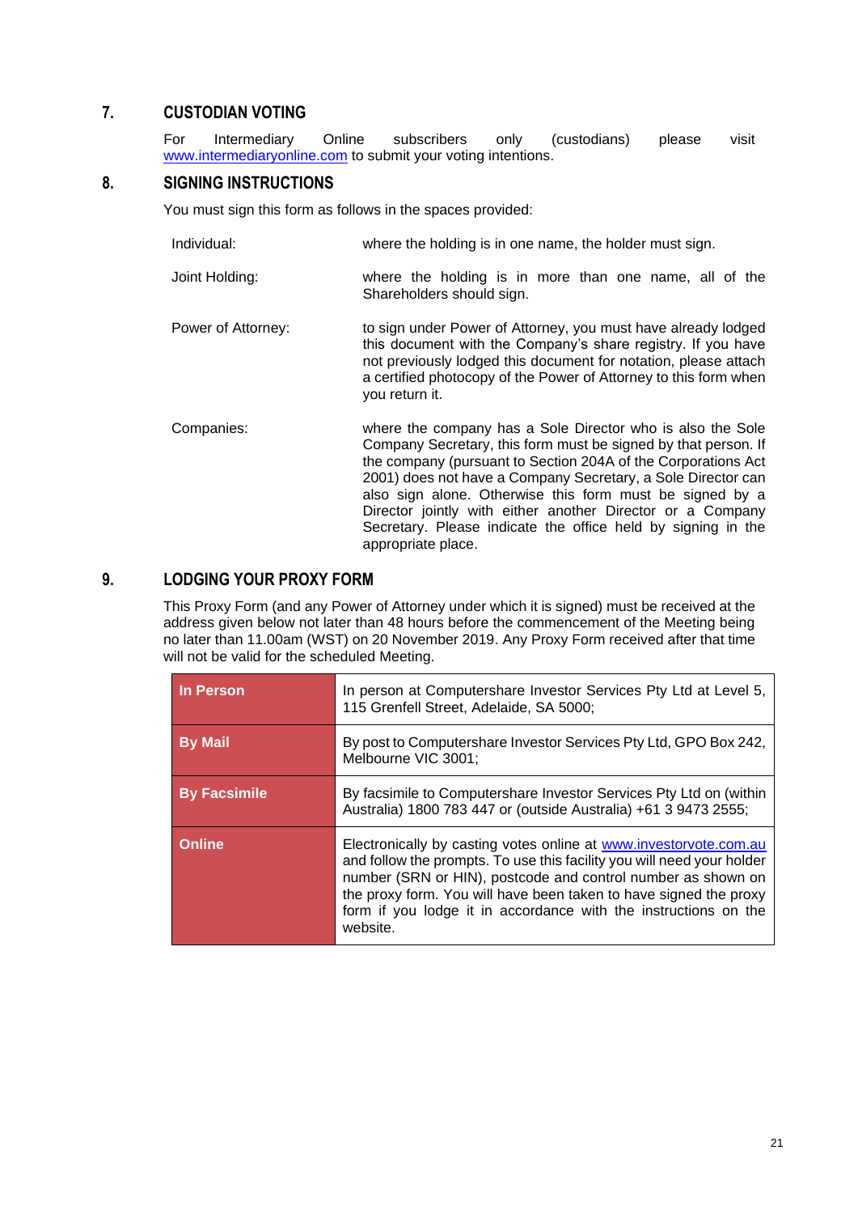## 7. CUSTODIAN VOTING

For Intermediary Online subscribers only (custodians) please visit www.intermediaryonline.com to submit your voting intentions.

## 8. SIGNING INSTRUCTIONS

You must sign this form as follows in the spaces provided:

| | |
|---|---|
| Individual: | where the holding is in one name, the holder must sign. |
| Joint Holding: | where the holding is in more than one name, all of the Shareholders should sign. |
| Power of Attorney: | to sign under Power of Attorney, you must have already lodged this document with the Company's share registry. If you have not previously lodged this document for notation, please attach a certified photocopy of the Power of Attorney to this form when you return it. |
| Companies: | where the company has a Sole Director who is also the Sole Company Secretary, this form must be signed by that person. If the company (pursuant to Section 204A of the Corporations Act 2001) does not have a Company Secretary, a Sole Director can also sign alone. Otherwise this form must be signed by a Director jointly with either another Director or a Company Secretary. Please indicate the office held by signing in the appropriate place. |

## 9. LODGING YOUR PROXY FORM

This Proxy Form (and any Power of Attorney under which it is signed) must be received at the address given below not later than 48 hours before the commencement of the Meeting being no later than 11.00am (WST) on 20 November 2019. Any Proxy Form received after that time will not be valid for the scheduled Meeting.

| | |
|---|---|
| **In Person** | In person at Computershare Investor Services Pty Ltd at Level 5, 115 Grenfell Street, Adelaide, SA 5000; |
| **By Mail** | By post to Computershare Investor Services Pty Ltd, GPO Box 242, Melbourne VIC 3001; |
| **By Facsimile** | By facsimile to Computershare Investor Services Pty Ltd on (within Australia) 1800 783 447 or (outside Australia) +61 3 9473 2555; |
| **Online** | Electronically by casting votes online at www.investorvote.com.au and follow the prompts. To use this facility you will need your holder number (SRN or HIN), postcode and control number as shown on the proxy form. You will have been taken to have signed the proxy form if you lodge it in accordance with the instructions on the website. |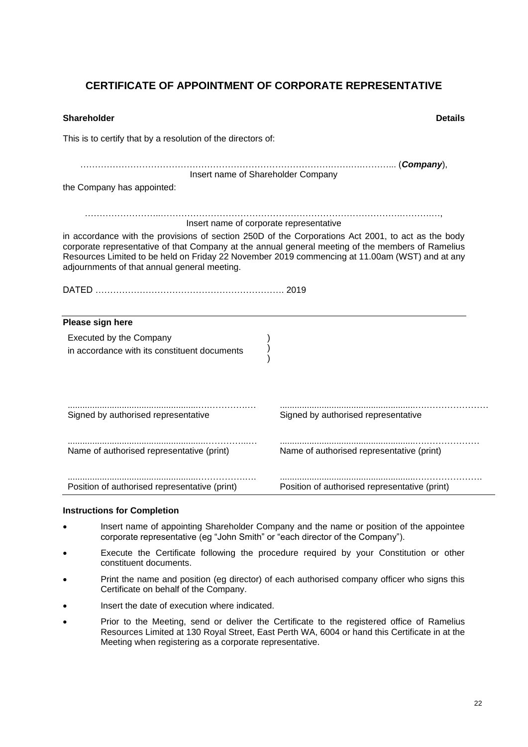# CERTIFICATE OF APPOINTMENT OF CORPORATE REPRESENTATIVE

**Shareholder Details**

This is to certify that by a resolution of the directors of:

…………………………………………………………………………………………………... (***Company***),
Insert name of Shareholder Company

the Company has appointed:

………………………………………………………………………………………………………………,
Insert name of corporate representative

in accordance with the provisions of section 250D of the Corporations Act 2001, to act as the body corporate representative of that Company at the annual general meeting of the members of Ramelius Resources Limited to be held on Friday 22 November 2019 commencing at 11.00am (WST) and at any adjournments of that annual general meeting.

DATED ………………………………………………………. 2019

**Please sign here**

Executed by the Company )
in accordance with its constituent documents )
)

| | |
|---|---|
| .............................................................. | .............................................................. |
| Signed by authorised representative | Signed by authorised representative |
| .............................................................. | .............................................................. |
| Name of authorised representative (print) | Name of authorised representative (print) |
| .............................................................. | .............................................................. |
| Position of authorised representative (print) | Position of authorised representative (print) |

**Instructions for Completion**

- Insert name of appointing Shareholder Company and the name or position of the appointee corporate representative (eg "John Smith" or "each director of the Company").
- Execute the Certificate following the procedure required by your Constitution or other constituent documents.
- Print the name and position (eg director) of each authorised company officer who signs this Certificate on behalf of the Company.
- Insert the date of execution where indicated.
- Prior to the Meeting, send or deliver the Certificate to the registered office of Ramelius Resources Limited at 130 Royal Street, East Perth WA, 6004 or hand this Certificate in at the Meeting when registering as a corporate representative.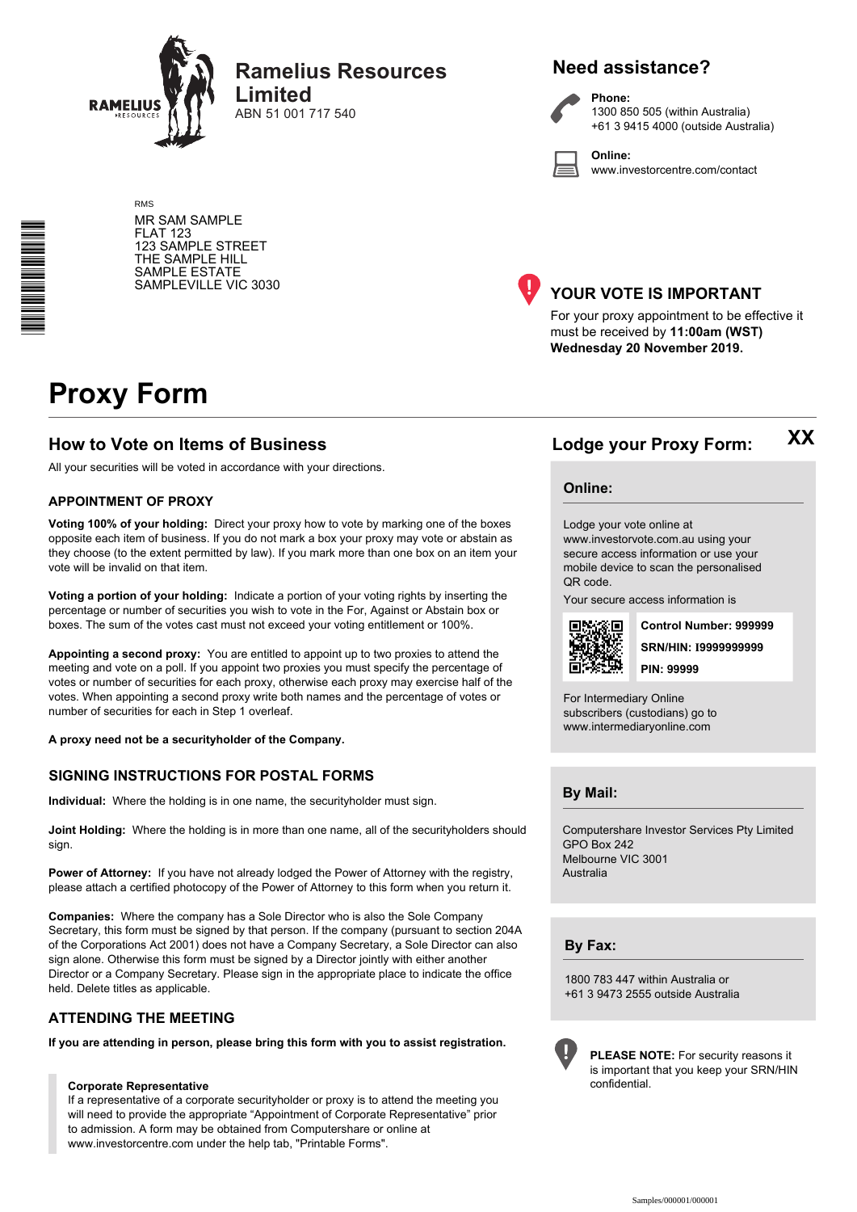# Ramelius Resources Limited

ABN 51 001 717 540

## Need assistance?

**Phone:**
1300 850 505 (within Australia)
+61 3 9415 4000 (outside Australia)

**Online:**
www.investorcentre.com/contact

RMS

MR SAM SAMPLE
FLAT 123
123 SAMPLE STREET
THE SAMPLE HILL
SAMPLE ESTATE
SAMPLEVILLE VIC 3030

## YOUR VOTE IS IMPORTANT

For your proxy appointment to be effective it must be received by **11:00am (WST) Wednesday 20 November 2019.**

# Proxy Form

## How to Vote on Items of Business

All your securities will be voted in accordance with your directions.

### APPOINTMENT OF PROXY

**Voting 100% of your holding:** Direct your proxy how to vote by marking one of the boxes opposite each item of business. If you do not mark a box your proxy may vote or abstain as they choose (to the extent permitted by law). If you mark more than one box on an item your vote will be invalid on that item.

**Voting a portion of your holding:** Indicate a portion of your voting rights by inserting the percentage or number of securities you wish to vote in the For, Against or Abstain box or boxes. The sum of the votes cast must not exceed your voting entitlement or 100%.

**Appointing a second proxy:** You are entitled to appoint up to two proxies to attend the meeting and vote on a poll. If you appoint two proxies you must specify the percentage of votes or number of securities for each proxy, otherwise each proxy may exercise half of the votes. When appointing a second proxy write both names and the percentage of votes or number of securities for each in Step 1 overleaf.

**A proxy need not be a securityholder of the Company.**

### SIGNING INSTRUCTIONS FOR POSTAL FORMS

**Individual:** Where the holding is in one name, the securityholder must sign.

**Joint Holding:** Where the holding is in more than one name, all of the securityholders should sign.

**Power of Attorney:** If you have not already lodged the Power of Attorney with the registry, please attach a certified photocopy of the Power of Attorney to this form when you return it.

**Companies:** Where the company has a Sole Director who is also the Sole Company Secretary, this form must be signed by that person. If the company (pursuant to section 204A of the Corporations Act 2001) does not have a Company Secretary, a Sole Director can also sign alone. Otherwise this form must be signed by a Director jointly with either another Director or a Company Secretary. Please sign in the appropriate place to indicate the office held. Delete titles as applicable.

### ATTENDING THE MEETING

**If you are attending in person, please bring this form with you to assist registration.**

**Corporate Representative**
If a representative of a corporate securityholder or proxy is to attend the meeting you will need to provide the appropriate "Appointment of Corporate Representative" prior to admission. A form may be obtained from Computershare or online at www.investorcentre.com under the help tab, "Printable Forms".

## Lodge your Proxy Form:

XX

### Online:

Lodge your vote online at www.investorvote.com.au using your secure access information or use your mobile device to scan the personalised QR code.

Your secure access information is

**Control Number: 999999**
**SRN/HIN: I9999999999**
**PIN: 99999**

For Intermediary Online subscribers (custodians) go to www.intermediaryonline.com

### By Mail:

Computershare Investor Services Pty Limited
GPO Box 242
Melbourne VIC 3001
Australia

### By Fax:

1800 783 447 within Australia or
+61 3 9473 2555 outside Australia

**PLEASE NOTE:** For security reasons it is important that you keep your SRN/HIN confidential.

Samples/000001/000001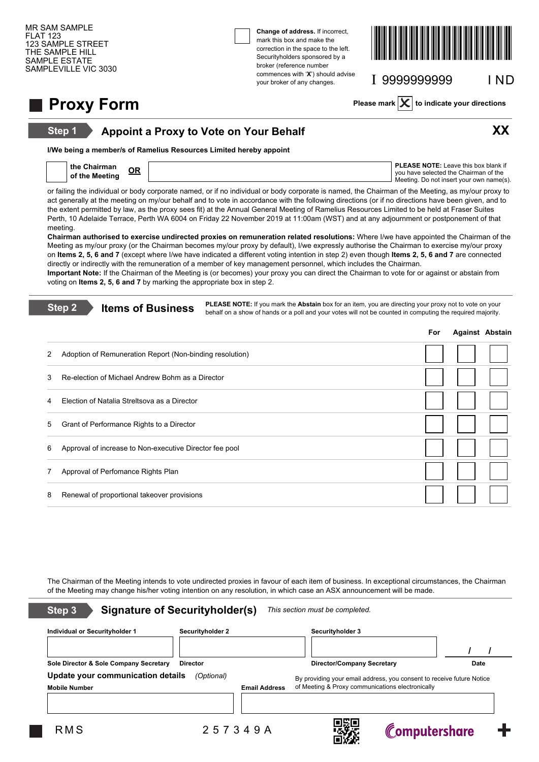MR SAM SAMPLE
FLAT 123
123 SAMPLE STREET
THE SAMPLE HILL
SAMPLE ESTATE
SAMPLEVILLE VIC 3030

☐ **Change of address.** If incorrect, mark this box and make the correction in the space to the left. Securityholders sponsored by a broker (reference number commences with '**X**') should advise your broker of any changes.

I 9999999999 I ND

# Proxy Form

Please mark ☒ to indicate your directions

## Step 1 Appoint a Proxy to Vote on Your Behalf

XX

**I/We being a member/s of Ramelius Resources Limited hereby appoint**

☐ the Chairman of the Meeting **OR** ________________

**PLEASE NOTE:** Leave this box blank if you have selected the Chairman of the Meeting. Do not insert your own name(s).

or failing the individual or body corporate named, or if no individual or body corporate is named, the Chairman of the Meeting, as my/our proxy to act generally at the meeting on my/our behalf and to vote in accordance with the following directions (or if no directions have been given, and to the extent permitted by law, as the proxy sees fit) at the Annual General Meeting of Ramelius Resources Limited to be held at Fraser Suites Perth, 10 Adelaide Terrace, Perth WA 6004 on Friday 22 November 2019 at 11:00am (WST) and at any adjournment or postponement of that meeting.

**Chairman authorised to exercise undirected proxies on remuneration related resolutions:** Where I/we have appointed the Chairman of the Meeting as my/our proxy (or the Chairman becomes my/our proxy by default), I/we expressly authorise the Chairman to exercise my/our proxy on **Items 2, 5, 6 and 7** (except where I/we have indicated a different voting intention in step 2) even though **Items 2, 5, 6 and 7** are connected directly or indirectly with the remuneration of a member of key management personnel, which includes the Chairman.

**Important Note:** If the Chairman of the Meeting is (or becomes) your proxy you can direct the Chairman to vote for or against or abstain from voting on **Items 2, 5, 6 and 7** by marking the appropriate box in step 2.

## Step 2 Items of Business

**PLEASE NOTE:** If you mark the **Abstain** box for an item, you are directing your proxy not to vote on your behalf on a show of hands or a poll and your votes will not be counted in computing the required majority.

| | | For | Against | Abstain |
|---|---|---|---|---|
| 2 | Adoption of Remuneration Report (Non-binding resolution) | ☐ | ☐ | ☐ |
| 3 | Re-election of Michael Andrew Bohm as a Director | ☐ | ☐ | ☐ |
| 4 | Election of Natalia Streltsova as a Director | ☐ | ☐ | ☐ |
| 5 | Grant of Performance Rights to a Director | ☐ | ☐ | ☐ |
| 6 | Approval of increase to Non-executive Director fee pool | ☐ | ☐ | ☐ |
| 7 | Approval of Perfomance Rights Plan | ☐ | ☐ | ☐ |
| 8 | Renewal of proportional takeover provisions | ☐ | ☐ | ☐ |

The Chairman of the Meeting intends to vote undirected proxies in favour of each item of business. In exceptional circumstances, the Chairman of the Meeting may change his/her voting intention on any resolution, in which case an ASX announcement will be made.

## Step 3 Signature of Securityholder(s)

*This section must be completed.*

| Individual or Securityholder 1 | Securityholder 2 | Securityholder 3 | |
|---|---|---|---|
| | | | / / |
| Sole Director & Sole Company Secretary | Director | Director/Company Secretary | Date |

**Update your communication details** *(Optional)*

**Mobile Number** ________________

**Email Address** ________________

By providing your email address, you consent to receive future Notice of Meeting & Proxy communications electronically

RMS 257349A

Computershare